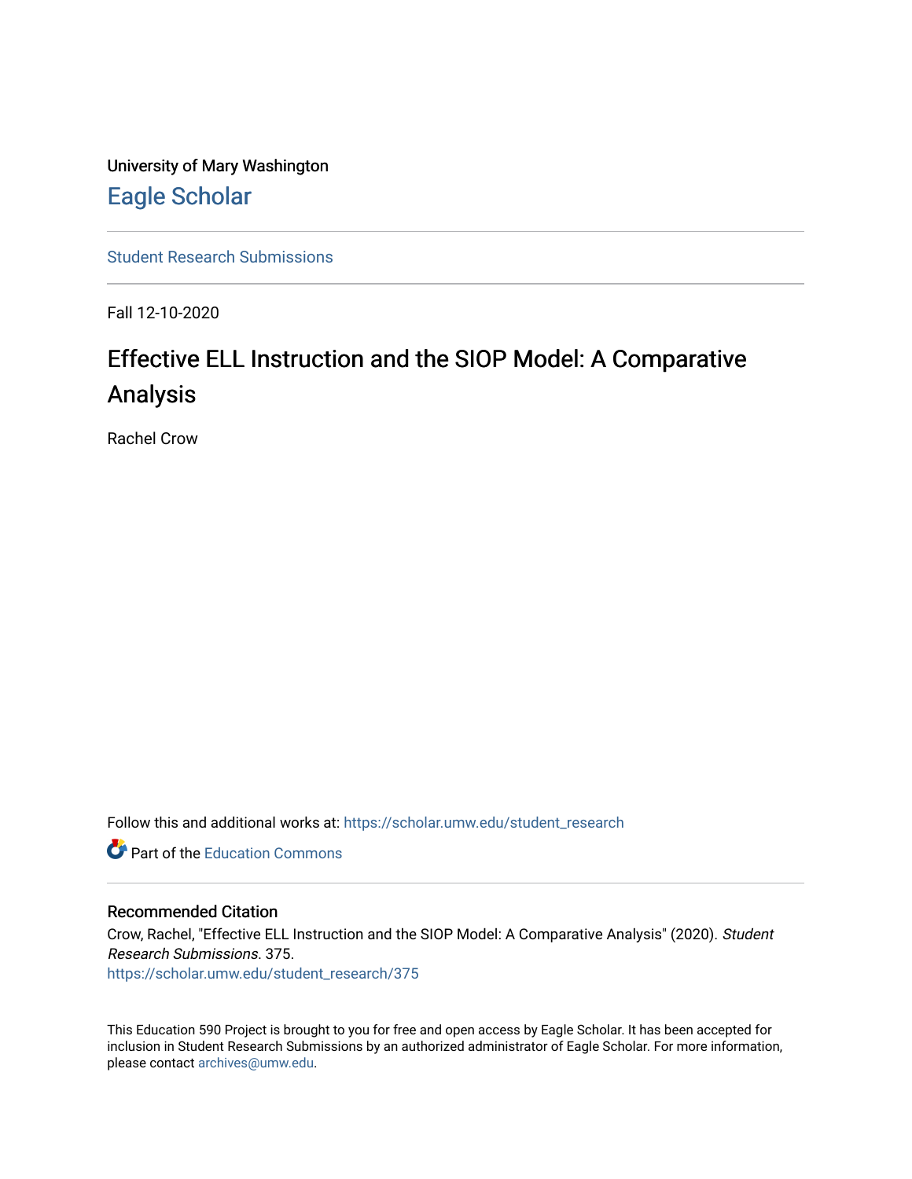University of Mary Washington

Eagle Scholar

Student Research Submissions

Fall 12-10-2020

# Effective ELL Instruction and the SIOP Model: A Comparative Analysis

Rachel Crow

Follow this and additional works at: https://scholar.umw.edu/student_research

Part of the Education Commons

## Recommended Citation

Crow, Rachel, "Effective ELL Instruction and the SIOP Model: A Comparative Analysis" (2020). *Student Research Submissions*. 375.
https://scholar.umw.edu/student_research/375

This Education 590 Project is brought to you for free and open access by Eagle Scholar. It has been accepted for inclusion in Student Research Submissions by an authorized administrator of Eagle Scholar. For more information, please contact archives@umw.edu.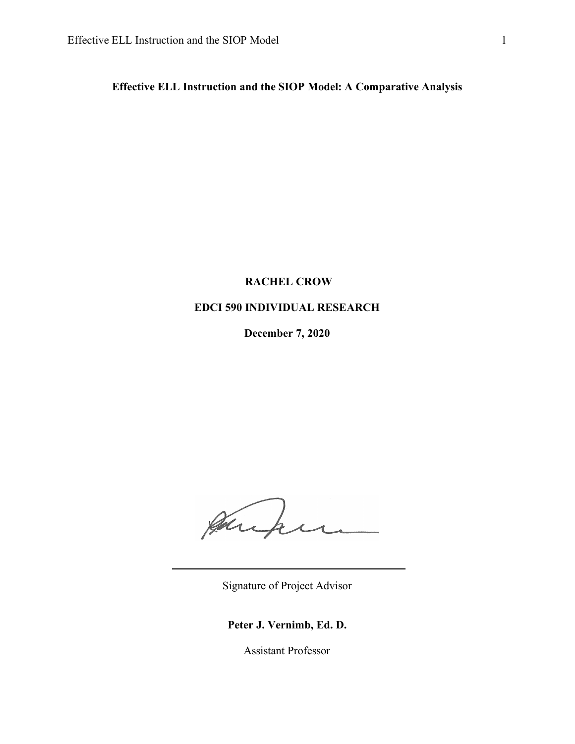**Effective ELL Instruction and the SIOP Model: A Comparative Analysis**

**RACHEL CROW**

**EDCI 590 INDIVIDUAL RESEARCH**

**December 7, 2020**

Signature of Project Advisor

**Peter J. Vernimb, Ed. D.**

Assistant Professor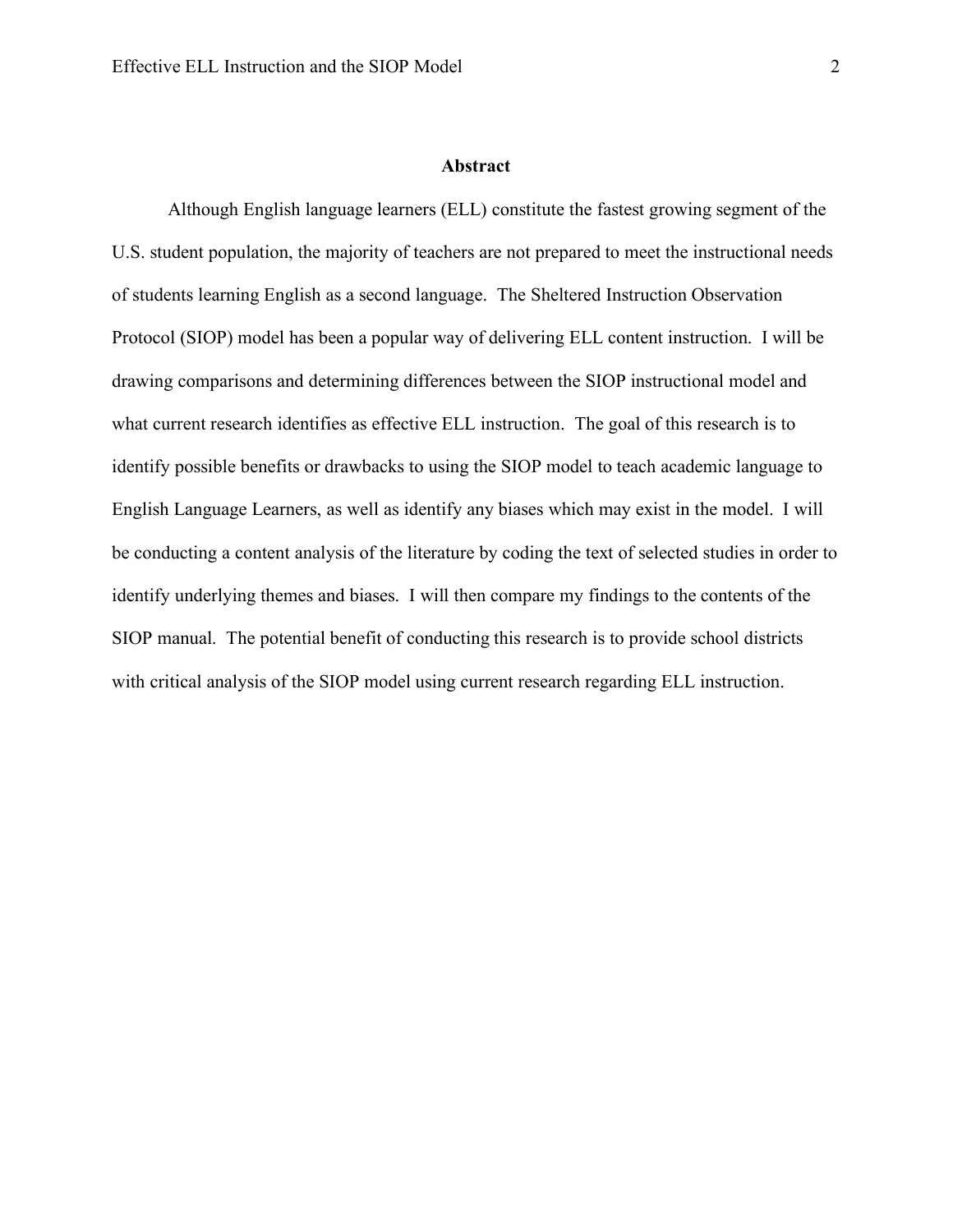## Abstract

Although English language learners (ELL) constitute the fastest growing segment of the U.S. student population, the majority of teachers are not prepared to meet the instructional needs of students learning English as a second language. The Sheltered Instruction Observation Protocol (SIOP) model has been a popular way of delivering ELL content instruction. I will be drawing comparisons and determining differences between the SIOP instructional model and what current research identifies as effective ELL instruction. The goal of this research is to identify possible benefits or drawbacks to using the SIOP model to teach academic language to English Language Learners, as well as identify any biases which may exist in the model. I will be conducting a content analysis of the literature by coding the text of selected studies in order to identify underlying themes and biases. I will then compare my findings to the contents of the SIOP manual. The potential benefit of conducting this research is to provide school districts with critical analysis of the SIOP model using current research regarding ELL instruction.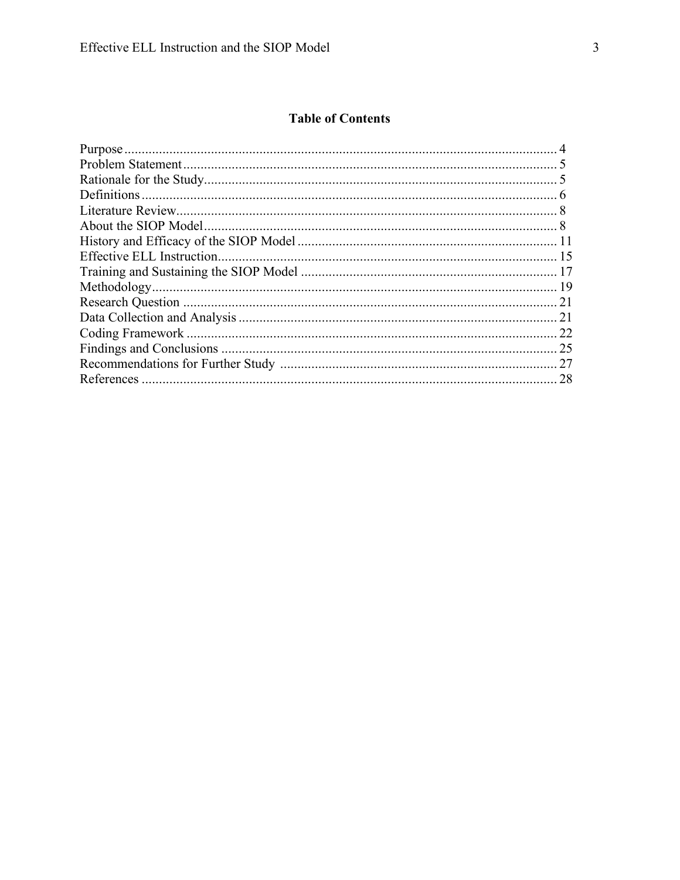## Table of Contents

Purpose ........................................................................................................................... 4
Problem Statement ........................................................................................................... 5
Rationale for the Study ..................................................................................................... 5
Definitions ....................................................................................................................... 6
Literature Review ............................................................................................................. 8
About the SIOP Model ...................................................................................................... 8
History and Efficacy of the SIOP Model ........................................................................... 11
Effective ELL Instruction .................................................................................................. 15
Training and Sustaining the SIOP Model .......................................................................... 17
Methodology ..................................................................................................................... 19
Research Question ............................................................................................................ 21
Data Collection and Analysis ............................................................................................ 21
Coding Framework ............................................................................................................ 22
Findings and Conclusions .................................................................................................. 25
Recommendations for Further Study ................................................................................. 27
References ......................................................................................................................... 28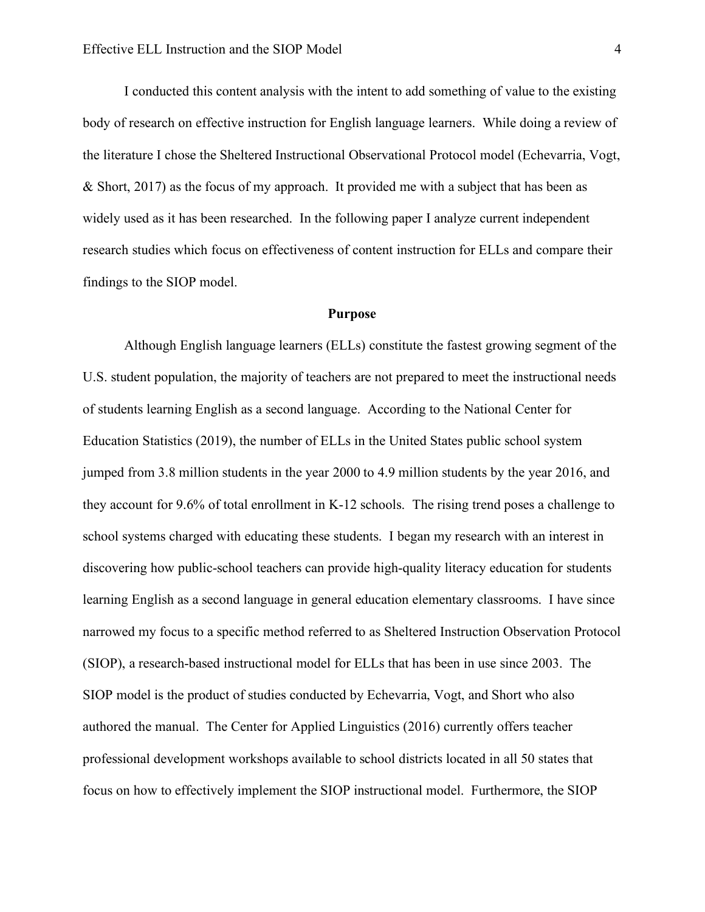I conducted this content analysis with the intent to add something of value to the existing body of research on effective instruction for English language learners. While doing a review of the literature I chose the Sheltered Instructional Observational Protocol model (Echevarria, Vogt, & Short, 2017) as the focus of my approach. It provided me with a subject that has been as widely used as it has been researched. In the following paper I analyze current independent research studies which focus on effectiveness of content instruction for ELLs and compare their findings to the SIOP model.

## Purpose

Although English language learners (ELLs) constitute the fastest growing segment of the U.S. student population, the majority of teachers are not prepared to meet the instructional needs of students learning English as a second language. According to the National Center for Education Statistics (2019), the number of ELLs in the United States public school system jumped from 3.8 million students in the year 2000 to 4.9 million students by the year 2016, and they account for 9.6% of total enrollment in K-12 schools. The rising trend poses a challenge to school systems charged with educating these students. I began my research with an interest in discovering how public-school teachers can provide high-quality literacy education for students learning English as a second language in general education elementary classrooms. I have since narrowed my focus to a specific method referred to as Sheltered Instruction Observation Protocol (SIOP), a research-based instructional model for ELLs that has been in use since 2003. The SIOP model is the product of studies conducted by Echevarria, Vogt, and Short who also authored the manual. The Center for Applied Linguistics (2016) currently offers teacher professional development workshops available to school districts located in all 50 states that focus on how to effectively implement the SIOP instructional model. Furthermore, the SIOP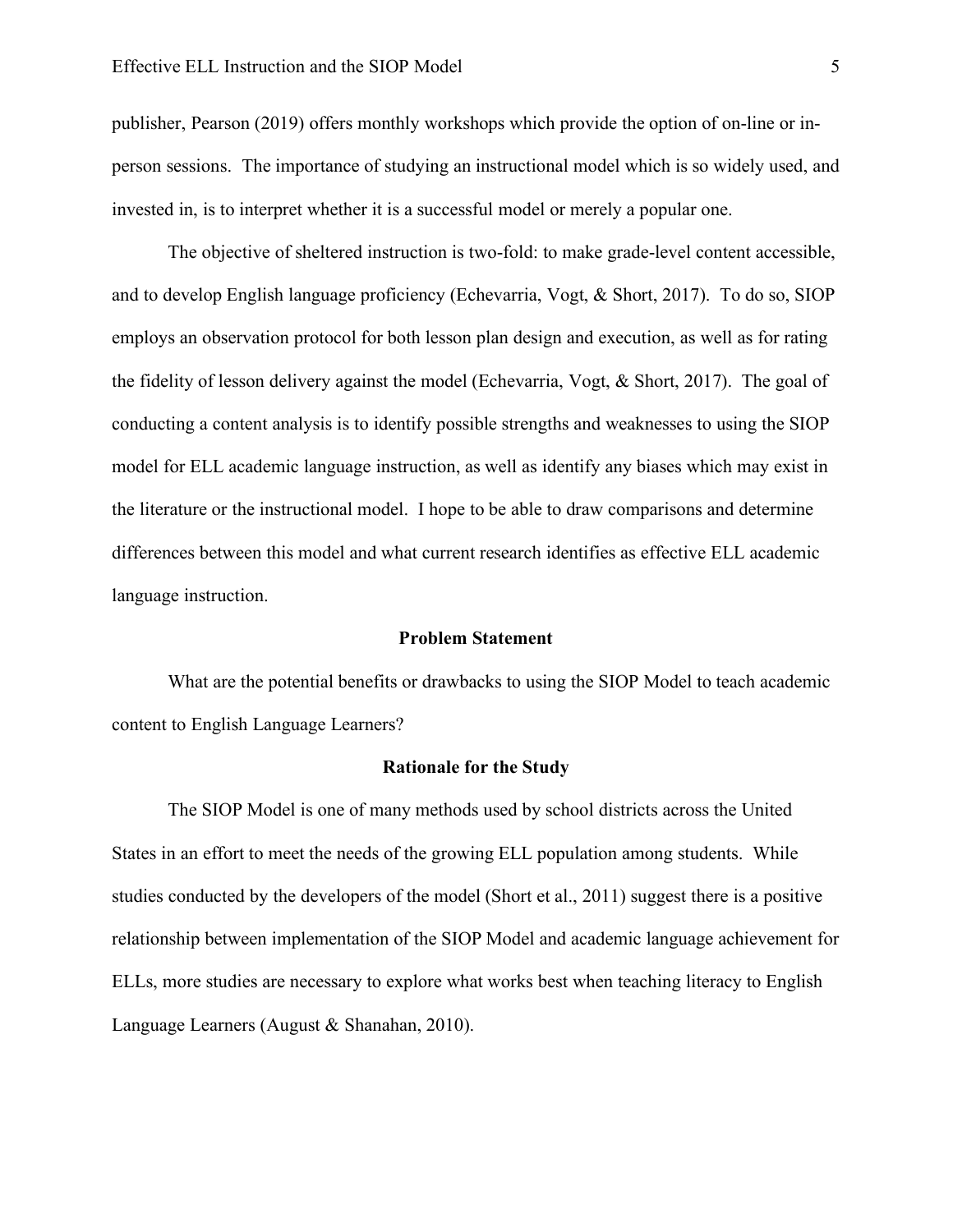publisher, Pearson (2019) offers monthly workshops which provide the option of on-line or in-person sessions. The importance of studying an instructional model which is so widely used, and invested in, is to interpret whether it is a successful model or merely a popular one.

The objective of sheltered instruction is two-fold: to make grade-level content accessible, and to develop English language proficiency (Echevarria, Vogt, & Short, 2017). To do so, SIOP employs an observation protocol for both lesson plan design and execution, as well as for rating the fidelity of lesson delivery against the model (Echevarria, Vogt, & Short, 2017). The goal of conducting a content analysis is to identify possible strengths and weaknesses to using the SIOP model for ELL academic language instruction, as well as identify any biases which may exist in the literature or the instructional model. I hope to be able to draw comparisons and determine differences between this model and what current research identifies as effective ELL academic language instruction.

## Problem Statement

What are the potential benefits or drawbacks to using the SIOP Model to teach academic content to English Language Learners?

## Rationale for the Study

The SIOP Model is one of many methods used by school districts across the United States in an effort to meet the needs of the growing ELL population among students. While studies conducted by the developers of the model (Short et al., 2011) suggest there is a positive relationship between implementation of the SIOP Model and academic language achievement for ELLs, more studies are necessary to explore what works best when teaching literacy to English Language Learners (August & Shanahan, 2010).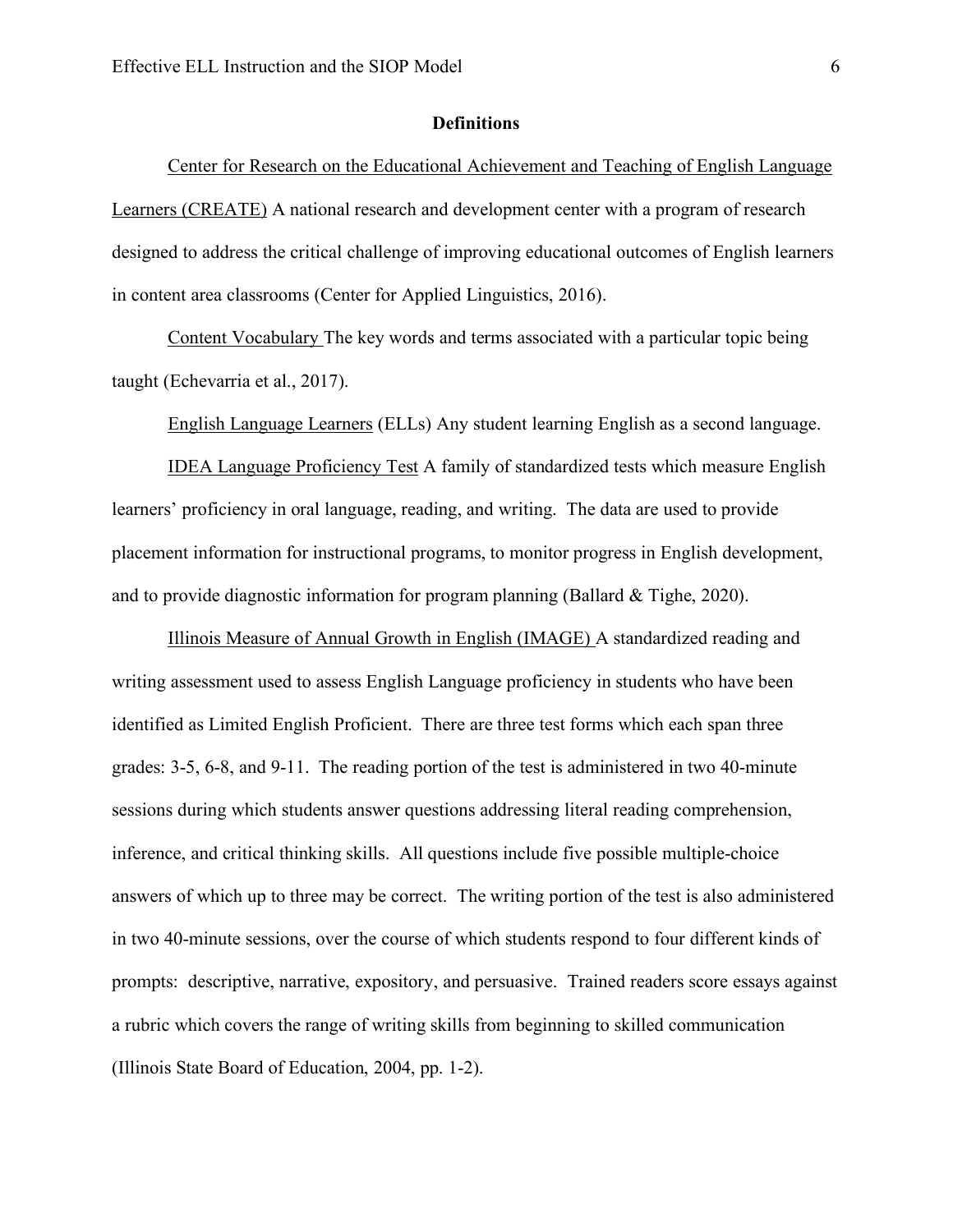## Definitions

<u>Center for Research on the Educational Achievement and Teaching of English Language Learners (CREATE)</u> A national research and development center with a program of research designed to address the critical challenge of improving educational outcomes of English learners in content area classrooms (Center for Applied Linguistics, 2016).

<u>Content Vocabulary</u> The key words and terms associated with a particular topic being taught (Echevarria et al., 2017).

<u>English Language Learners</u> (ELLs) Any student learning English as a second language.

<u>IDEA Language Proficiency Test</u> A family of standardized tests which measure English learners' proficiency in oral language, reading, and writing. The data are used to provide placement information for instructional programs, to monitor progress in English development, and to provide diagnostic information for program planning (Ballard & Tighe, 2020).

<u>Illinois Measure of Annual Growth in English (IMAGE)</u> A standardized reading and writing assessment used to assess English Language proficiency in students who have been identified as Limited English Proficient. There are three test forms which each span three grades: 3-5, 6-8, and 9-11. The reading portion of the test is administered in two 40-minute sessions during which students answer questions addressing literal reading comprehension, inference, and critical thinking skills. All questions include five possible multiple-choice answers of which up to three may be correct. The writing portion of the test is also administered in two 40-minute sessions, over the course of which students respond to four different kinds of prompts: descriptive, narrative, expository, and persuasive. Trained readers score essays against a rubric which covers the range of writing skills from beginning to skilled communication (Illinois State Board of Education, 2004, pp. 1-2).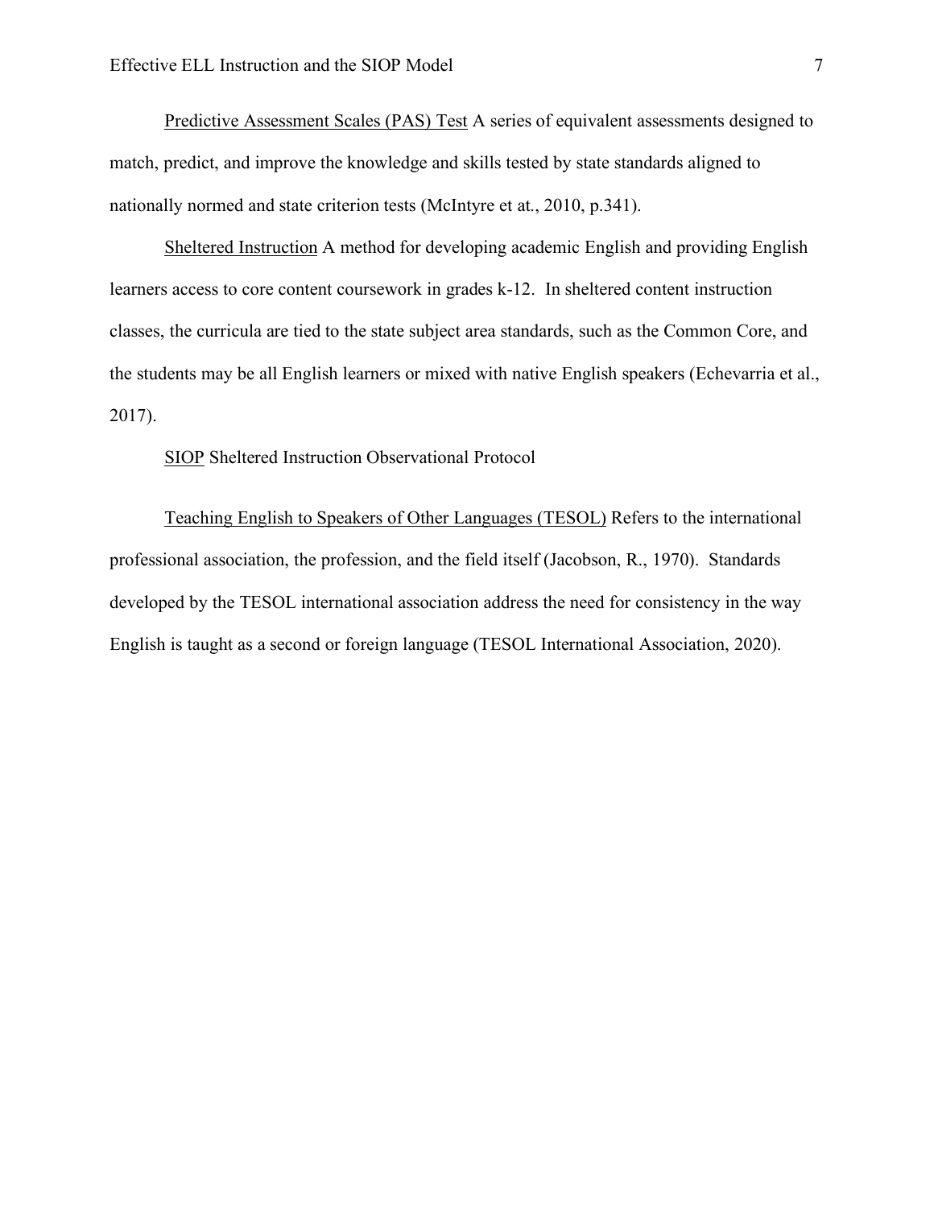Predictive Assessment Scales (PAS) Test A series of equivalent assessments designed to match, predict, and improve the knowledge and skills tested by state standards aligned to nationally normed and state criterion tests (McIntyre et at., 2010, p.341).

Sheltered Instruction A method for developing academic English and providing English learners access to core content coursework in grades k-12. In sheltered content instruction classes, the curricula are tied to the state subject area standards, such as the Common Core, and the students may be all English learners or mixed with native English speakers (Echevarria et al., 2017).

SIOP Sheltered Instruction Observational Protocol

Teaching English to Speakers of Other Languages (TESOL) Refers to the international professional association, the profession, and the field itself (Jacobson, R., 1970). Standards developed by the TESOL international association address the need for consistency in the way English is taught as a second or foreign language (TESOL International Association, 2020).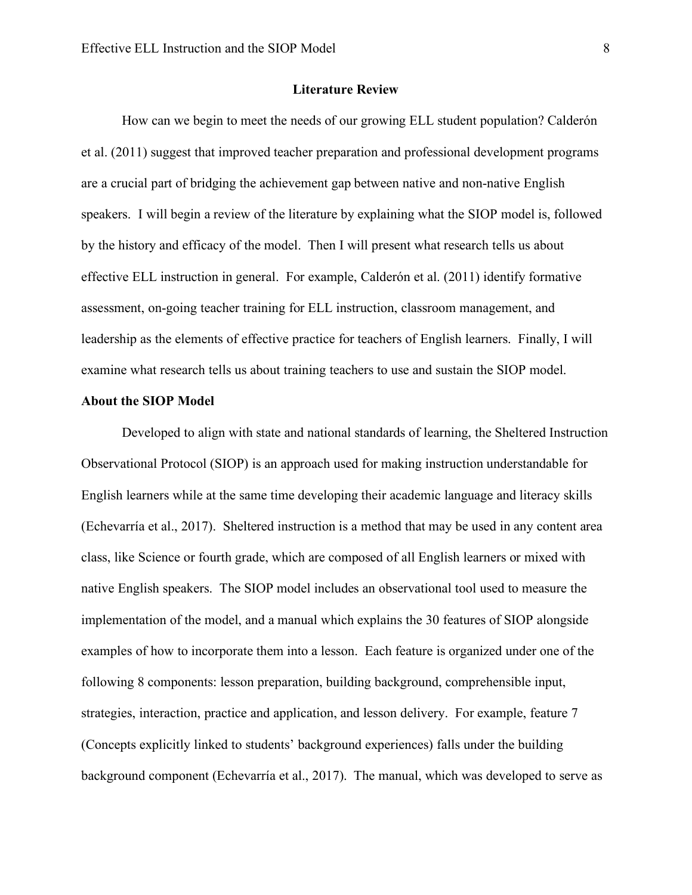## Literature Review

How can we begin to meet the needs of our growing ELL student population? Calderón et al. (2011) suggest that improved teacher preparation and professional development programs are a crucial part of bridging the achievement gap between native and non-native English speakers. I will begin a review of the literature by explaining what the SIOP model is, followed by the history and efficacy of the model. Then I will present what research tells us about effective ELL instruction in general. For example, Calderón et al. (2011) identify formative assessment, on-going teacher training for ELL instruction, classroom management, and leadership as the elements of effective practice for teachers of English learners. Finally, I will examine what research tells us about training teachers to use and sustain the SIOP model.

### About the SIOP Model

Developed to align with state and national standards of learning, the Sheltered Instruction Observational Protocol (SIOP) is an approach used for making instruction understandable for English learners while at the same time developing their academic language and literacy skills (Echevarría et al., 2017). Sheltered instruction is a method that may be used in any content area class, like Science or fourth grade, which are composed of all English learners or mixed with native English speakers. The SIOP model includes an observational tool used to measure the implementation of the model, and a manual which explains the 30 features of SIOP alongside examples of how to incorporate them into a lesson. Each feature is organized under one of the following 8 components: lesson preparation, building background, comprehensible input, strategies, interaction, practice and application, and lesson delivery. For example, feature 7 (Concepts explicitly linked to students' background experiences) falls under the building background component (Echevarría et al., 2017). The manual, which was developed to serve as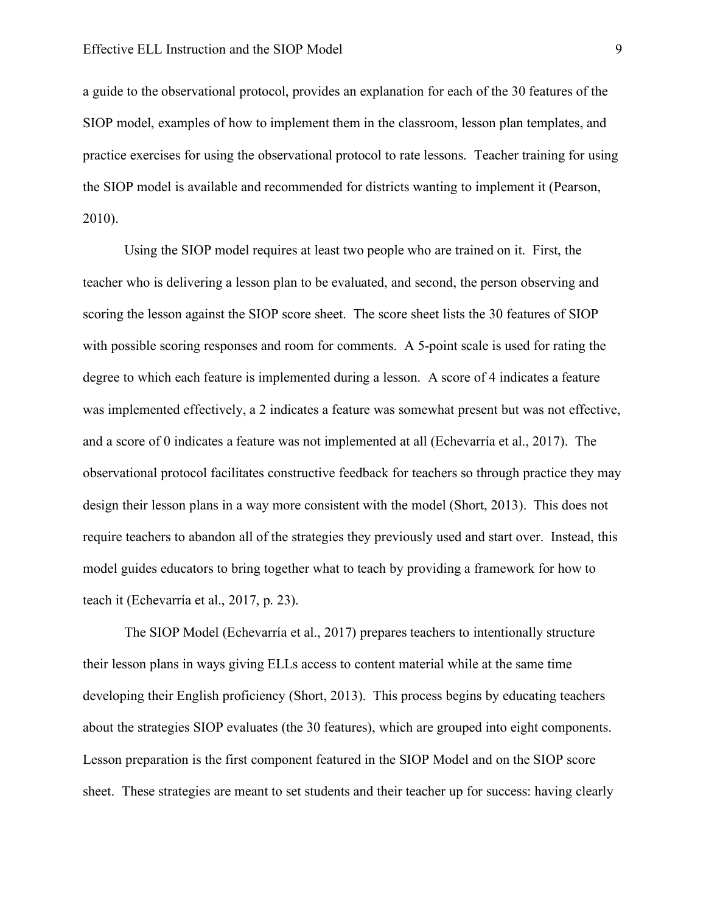a guide to the observational protocol, provides an explanation for each of the 30 features of the SIOP model, examples of how to implement them in the classroom, lesson plan templates, and practice exercises for using the observational protocol to rate lessons. Teacher training for using the SIOP model is available and recommended for districts wanting to implement it (Pearson, 2010).

Using the SIOP model requires at least two people who are trained on it. First, the teacher who is delivering a lesson plan to be evaluated, and second, the person observing and scoring the lesson against the SIOP score sheet. The score sheet lists the 30 features of SIOP with possible scoring responses and room for comments. A 5-point scale is used for rating the degree to which each feature is implemented during a lesson. A score of 4 indicates a feature was implemented effectively, a 2 indicates a feature was somewhat present but was not effective, and a score of 0 indicates a feature was not implemented at all (Echevarría et al., 2017). The observational protocol facilitates constructive feedback for teachers so through practice they may design their lesson plans in a way more consistent with the model (Short, 2013). This does not require teachers to abandon all of the strategies they previously used and start over. Instead, this model guides educators to bring together what to teach by providing a framework for how to teach it (Echevarría et al., 2017, p. 23).

The SIOP Model (Echevarría et al., 2017) prepares teachers to intentionally structure their lesson plans in ways giving ELLs access to content material while at the same time developing their English proficiency (Short, 2013). This process begins by educating teachers about the strategies SIOP evaluates (the 30 features), which are grouped into eight components. Lesson preparation is the first component featured in the SIOP Model and on the SIOP score sheet. These strategies are meant to set students and their teacher up for success: having clearly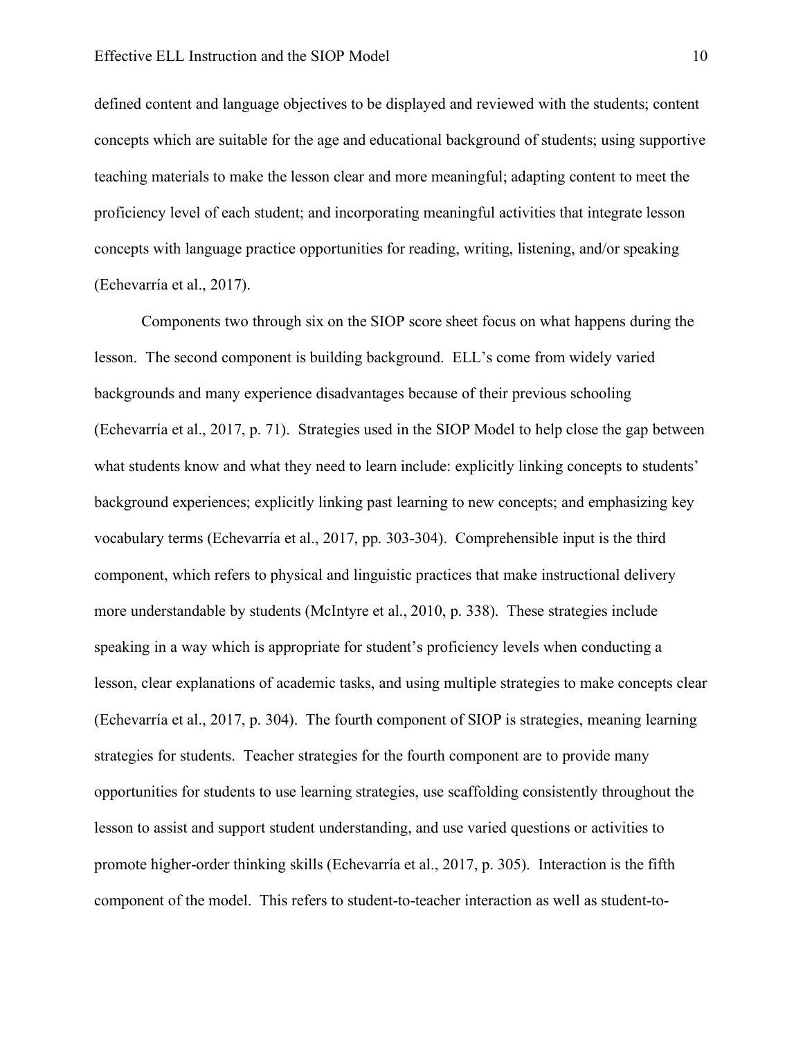defined content and language objectives to be displayed and reviewed with the students; content concepts which are suitable for the age and educational background of students; using supportive teaching materials to make the lesson clear and more meaningful; adapting content to meet the proficiency level of each student; and incorporating meaningful activities that integrate lesson concepts with language practice opportunities for reading, writing, listening, and/or speaking (Echevarría et al., 2017).

Components two through six on the SIOP score sheet focus on what happens during the lesson. The second component is building background. ELL's come from widely varied backgrounds and many experience disadvantages because of their previous schooling (Echevarría et al., 2017, p. 71). Strategies used in the SIOP Model to help close the gap between what students know and what they need to learn include: explicitly linking concepts to students' background experiences; explicitly linking past learning to new concepts; and emphasizing key vocabulary terms (Echevarría et al., 2017, pp. 303-304). Comprehensible input is the third component, which refers to physical and linguistic practices that make instructional delivery more understandable by students (McIntyre et al., 2010, p. 338). These strategies include speaking in a way which is appropriate for student's proficiency levels when conducting a lesson, clear explanations of academic tasks, and using multiple strategies to make concepts clear (Echevarría et al., 2017, p. 304). The fourth component of SIOP is strategies, meaning learning strategies for students. Teacher strategies for the fourth component are to provide many opportunities for students to use learning strategies, use scaffolding consistently throughout the lesson to assist and support student understanding, and use varied questions or activities to promote higher-order thinking skills (Echevarría et al., 2017, p. 305). Interaction is the fifth component of the model. This refers to student-to-teacher interaction as well as student-to-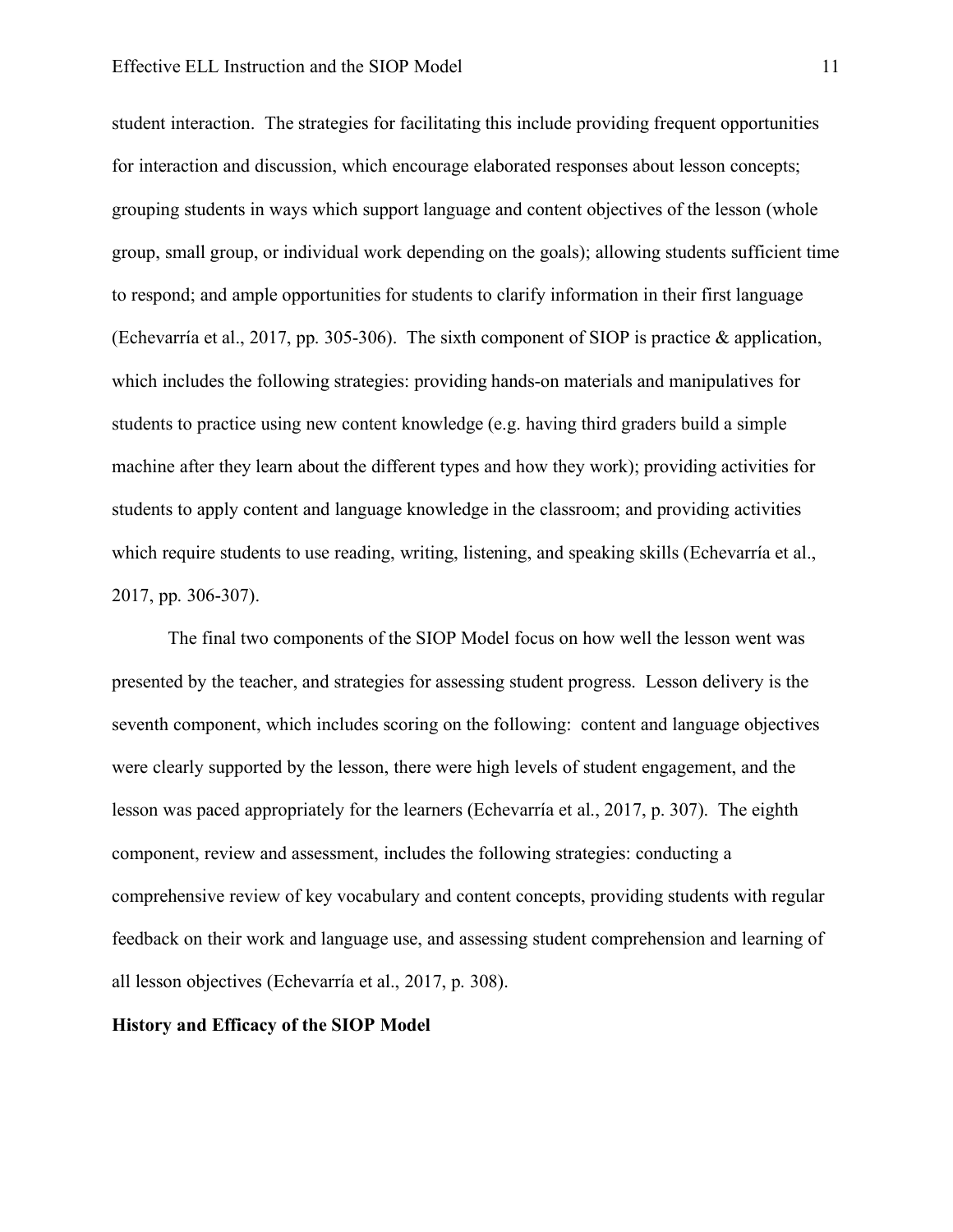student interaction. The strategies for facilitating this include providing frequent opportunities for interaction and discussion, which encourage elaborated responses about lesson concepts; grouping students in ways which support language and content objectives of the lesson (whole group, small group, or individual work depending on the goals); allowing students sufficient time to respond; and ample opportunities for students to clarify information in their first language (Echevarría et al., 2017, pp. 305-306). The sixth component of SIOP is practice & application, which includes the following strategies: providing hands-on materials and manipulatives for students to practice using new content knowledge (e.g. having third graders build a simple machine after they learn about the different types and how they work); providing activities for students to apply content and language knowledge in the classroom; and providing activities which require students to use reading, writing, listening, and speaking skills (Echevarría et al., 2017, pp. 306-307).

The final two components of the SIOP Model focus on how well the lesson went was presented by the teacher, and strategies for assessing student progress. Lesson delivery is the seventh component, which includes scoring on the following: content and language objectives were clearly supported by the lesson, there were high levels of student engagement, and the lesson was paced appropriately for the learners (Echevarría et al., 2017, p. 307). The eighth component, review and assessment, includes the following strategies: conducting a comprehensive review of key vocabulary and content concepts, providing students with regular feedback on their work and language use, and assessing student comprehension and learning of all lesson objectives (Echevarría et al., 2017, p. 308).

**History and Efficacy of the SIOP Model**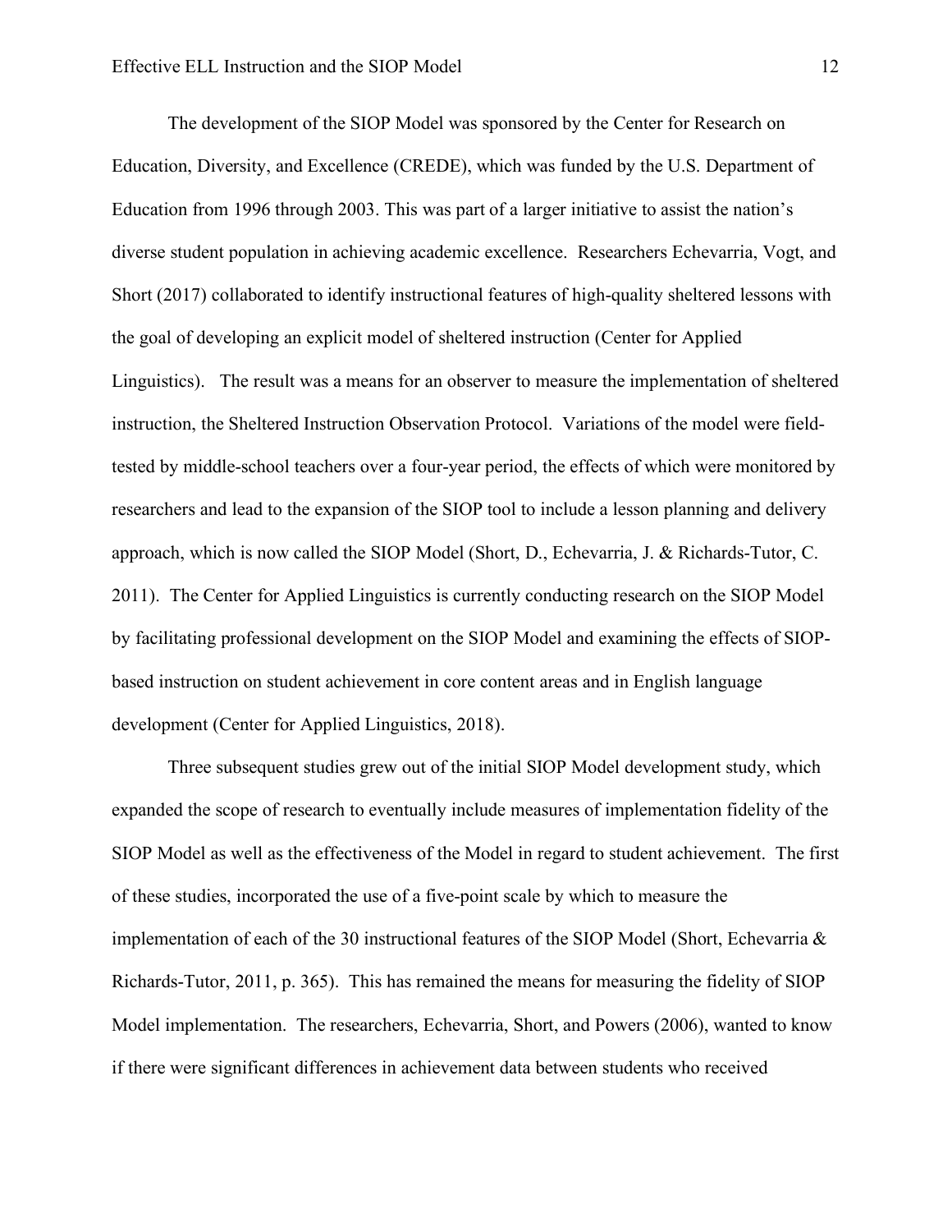The development of the SIOP Model was sponsored by the Center for Research on Education, Diversity, and Excellence (CREDE), which was funded by the U.S. Department of Education from 1996 through 2003. This was part of a larger initiative to assist the nation's diverse student population in achieving academic excellence. Researchers Echevarria, Vogt, and Short (2017) collaborated to identify instructional features of high-quality sheltered lessons with the goal of developing an explicit model of sheltered instruction (Center for Applied Linguistics). The result was a means for an observer to measure the implementation of sheltered instruction, the Sheltered Instruction Observation Protocol. Variations of the model were field-tested by middle-school teachers over a four-year period, the effects of which were monitored by researchers and lead to the expansion of the SIOP tool to include a lesson planning and delivery approach, which is now called the SIOP Model (Short, D., Echevarria, J. & Richards-Tutor, C. 2011). The Center for Applied Linguistics is currently conducting research on the SIOP Model by facilitating professional development on the SIOP Model and examining the effects of SIOP-based instruction on student achievement in core content areas and in English language development (Center for Applied Linguistics, 2018).

Three subsequent studies grew out of the initial SIOP Model development study, which expanded the scope of research to eventually include measures of implementation fidelity of the SIOP Model as well as the effectiveness of the Model in regard to student achievement. The first of these studies, incorporated the use of a five-point scale by which to measure the implementation of each of the 30 instructional features of the SIOP Model (Short, Echevarria & Richards-Tutor, 2011, p. 365). This has remained the means for measuring the fidelity of SIOP Model implementation. The researchers, Echevarria, Short, and Powers (2006), wanted to know if there were significant differences in achievement data between students who received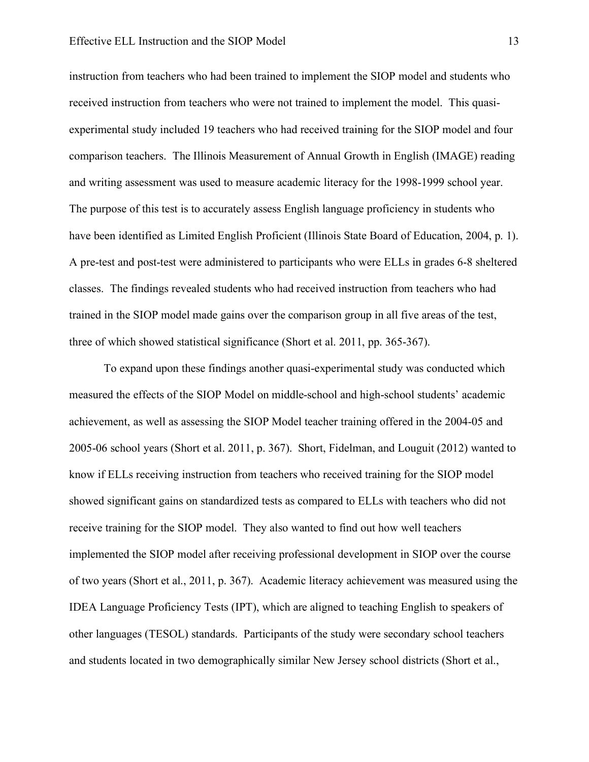instruction from teachers who had been trained to implement the SIOP model and students who received instruction from teachers who were not trained to implement the model. This quasi-experimental study included 19 teachers who had received training for the SIOP model and four comparison teachers. The Illinois Measurement of Annual Growth in English (IMAGE) reading and writing assessment was used to measure academic literacy for the 1998-1999 school year. The purpose of this test is to accurately assess English language proficiency in students who have been identified as Limited English Proficient (Illinois State Board of Education, 2004, p. 1). A pre-test and post-test were administered to participants who were ELLs in grades 6-8 sheltered classes. The findings revealed students who had received instruction from teachers who had trained in the SIOP model made gains over the comparison group in all five areas of the test, three of which showed statistical significance (Short et al. 2011, pp. 365-367).

To expand upon these findings another quasi-experimental study was conducted which measured the effects of the SIOP Model on middle-school and high-school students' academic achievement, as well as assessing the SIOP Model teacher training offered in the 2004-05 and 2005-06 school years (Short et al. 2011, p. 367). Short, Fidelman, and Louguit (2012) wanted to know if ELLs receiving instruction from teachers who received training for the SIOP model showed significant gains on standardized tests as compared to ELLs with teachers who did not receive training for the SIOP model. They also wanted to find out how well teachers implemented the SIOP model after receiving professional development in SIOP over the course of two years (Short et al., 2011, p. 367). Academic literacy achievement was measured using the IDEA Language Proficiency Tests (IPT), which are aligned to teaching English to speakers of other languages (TESOL) standards. Participants of the study were secondary school teachers and students located in two demographically similar New Jersey school districts (Short et al.,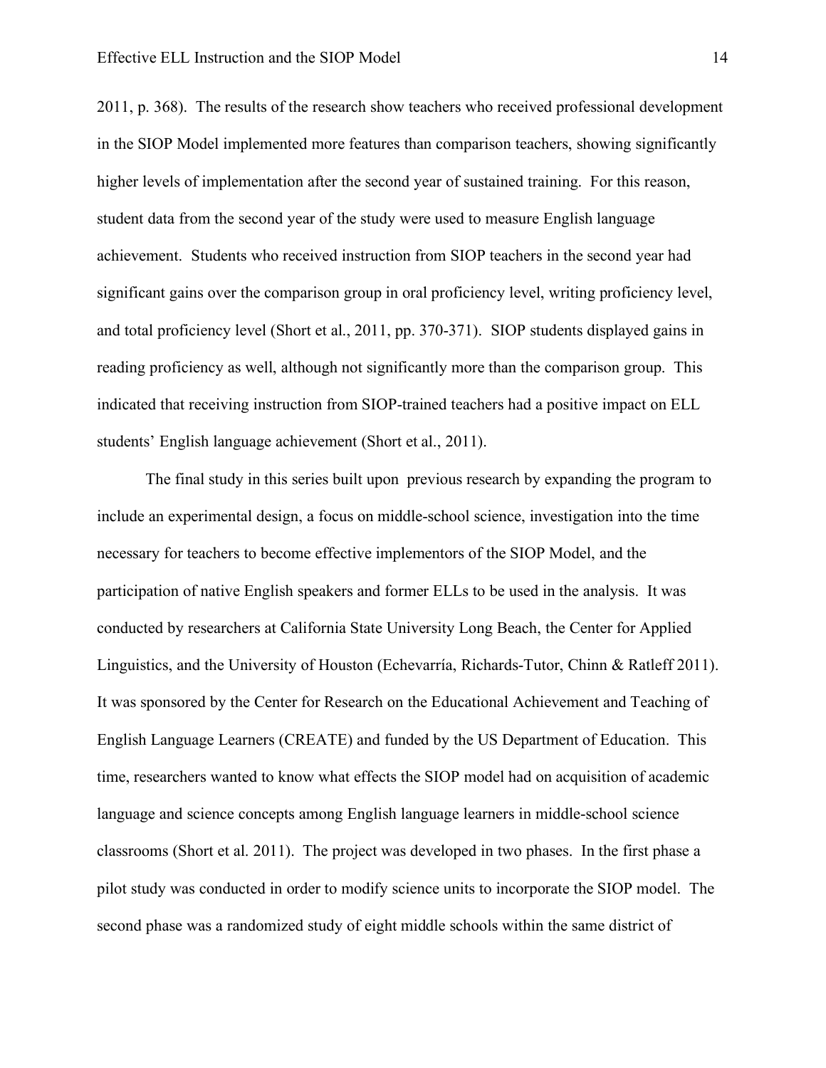2011, p. 368). The results of the research show teachers who received professional development in the SIOP Model implemented more features than comparison teachers, showing significantly higher levels of implementation after the second year of sustained training. For this reason, student data from the second year of the study were used to measure English language achievement. Students who received instruction from SIOP teachers in the second year had significant gains over the comparison group in oral proficiency level, writing proficiency level, and total proficiency level (Short et al., 2011, pp. 370-371). SIOP students displayed gains in reading proficiency as well, although not significantly more than the comparison group. This indicated that receiving instruction from SIOP-trained teachers had a positive impact on ELL students' English language achievement (Short et al., 2011).

The final study in this series built upon previous research by expanding the program to include an experimental design, a focus on middle-school science, investigation into the time necessary for teachers to become effective implementors of the SIOP Model, and the participation of native English speakers and former ELLs to be used in the analysis. It was conducted by researchers at California State University Long Beach, the Center for Applied Linguistics, and the University of Houston (Echevarría, Richards-Tutor, Chinn & Ratleff 2011). It was sponsored by the Center for Research on the Educational Achievement and Teaching of English Language Learners (CREATE) and funded by the US Department of Education. This time, researchers wanted to know what effects the SIOP model had on acquisition of academic language and science concepts among English language learners in middle-school science classrooms (Short et al. 2011). The project was developed in two phases. In the first phase a pilot study was conducted in order to modify science units to incorporate the SIOP model. The second phase was a randomized study of eight middle schools within the same district of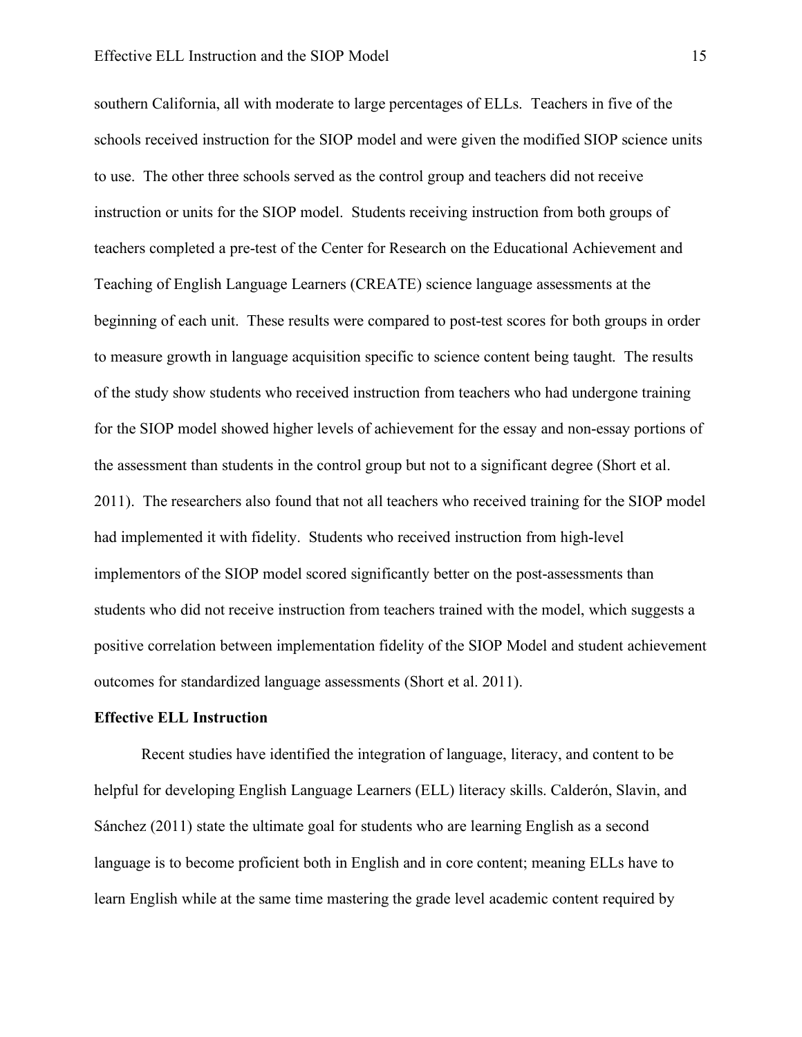southern California, all with moderate to large percentages of ELLs. Teachers in five of the schools received instruction for the SIOP model and were given the modified SIOP science units to use. The other three schools served as the control group and teachers did not receive instruction or units for the SIOP model. Students receiving instruction from both groups of teachers completed a pre-test of the Center for Research on the Educational Achievement and Teaching of English Language Learners (CREATE) science language assessments at the beginning of each unit. These results were compared to post-test scores for both groups in order to measure growth in language acquisition specific to science content being taught. The results of the study show students who received instruction from teachers who had undergone training for the SIOP model showed higher levels of achievement for the essay and non-essay portions of the assessment than students in the control group but not to a significant degree (Short et al. 2011). The researchers also found that not all teachers who received training for the SIOP model had implemented it with fidelity. Students who received instruction from high-level implementors of the SIOP model scored significantly better on the post-assessments than students who did not receive instruction from teachers trained with the model, which suggests a positive correlation between implementation fidelity of the SIOP Model and student achievement outcomes for standardized language assessments (Short et al. 2011).

**Effective ELL Instruction**

Recent studies have identified the integration of language, literacy, and content to be helpful for developing English Language Learners (ELL) literacy skills. Calderón, Slavin, and Sánchez (2011) state the ultimate goal for students who are learning English as a second language is to become proficient both in English and in core content; meaning ELLs have to learn English while at the same time mastering the grade level academic content required by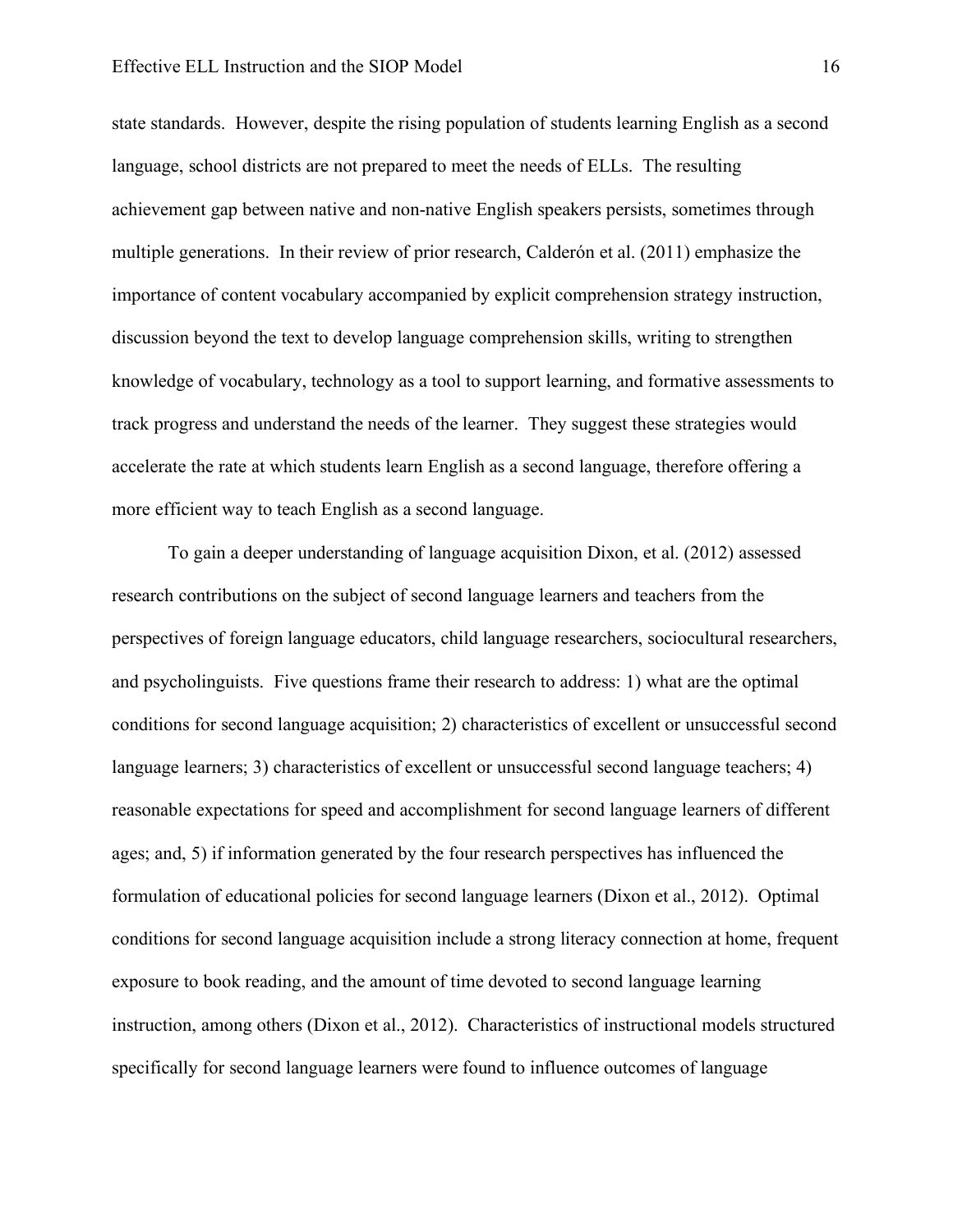state standards. However, despite the rising population of students learning English as a second language, school districts are not prepared to meet the needs of ELLs. The resulting achievement gap between native and non-native English speakers persists, sometimes through multiple generations. In their review of prior research, Calderón et al. (2011) emphasize the importance of content vocabulary accompanied by explicit comprehension strategy instruction, discussion beyond the text to develop language comprehension skills, writing to strengthen knowledge of vocabulary, technology as a tool to support learning, and formative assessments to track progress and understand the needs of the learner. They suggest these strategies would accelerate the rate at which students learn English as a second language, therefore offering a more efficient way to teach English as a second language.

To gain a deeper understanding of language acquisition Dixon, et al. (2012) assessed research contributions on the subject of second language learners and teachers from the perspectives of foreign language educators, child language researchers, sociocultural researchers, and psycholinguists. Five questions frame their research to address: 1) what are the optimal conditions for second language acquisition; 2) characteristics of excellent or unsuccessful second language learners; 3) characteristics of excellent or unsuccessful second language teachers; 4) reasonable expectations for speed and accomplishment for second language learners of different ages; and, 5) if information generated by the four research perspectives has influenced the formulation of educational policies for second language learners (Dixon et al., 2012). Optimal conditions for second language acquisition include a strong literacy connection at home, frequent exposure to book reading, and the amount of time devoted to second language learning instruction, among others (Dixon et al., 2012). Characteristics of instructional models structured specifically for second language learners were found to influence outcomes of language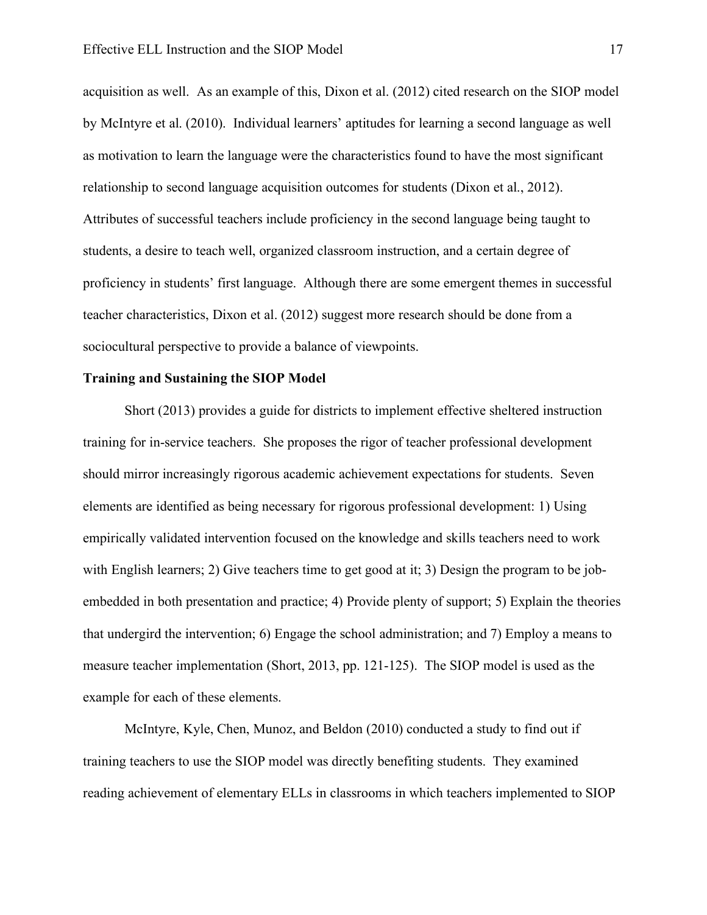acquisition as well. As an example of this, Dixon et al. (2012) cited research on the SIOP model by McIntyre et al. (2010). Individual learners' aptitudes for learning a second language as well as motivation to learn the language were the characteristics found to have the most significant relationship to second language acquisition outcomes for students (Dixon et al., 2012). Attributes of successful teachers include proficiency in the second language being taught to students, a desire to teach well, organized classroom instruction, and a certain degree of proficiency in students' first language. Although there are some emergent themes in successful teacher characteristics, Dixon et al. (2012) suggest more research should be done from a sociocultural perspective to provide a balance of viewpoints.

**Training and Sustaining the SIOP Model**

Short (2013) provides a guide for districts to implement effective sheltered instruction training for in-service teachers. She proposes the rigor of teacher professional development should mirror increasingly rigorous academic achievement expectations for students. Seven elements are identified as being necessary for rigorous professional development: 1) Using empirically validated intervention focused on the knowledge and skills teachers need to work with English learners; 2) Give teachers time to get good at it; 3) Design the program to be job-embedded in both presentation and practice; 4) Provide plenty of support; 5) Explain the theories that undergird the intervention; 6) Engage the school administration; and 7) Employ a means to measure teacher implementation (Short, 2013, pp. 121-125). The SIOP model is used as the example for each of these elements.

McIntyre, Kyle, Chen, Munoz, and Beldon (2010) conducted a study to find out if training teachers to use the SIOP model was directly benefiting students. They examined reading achievement of elementary ELLs in classrooms in which teachers implemented to SIOP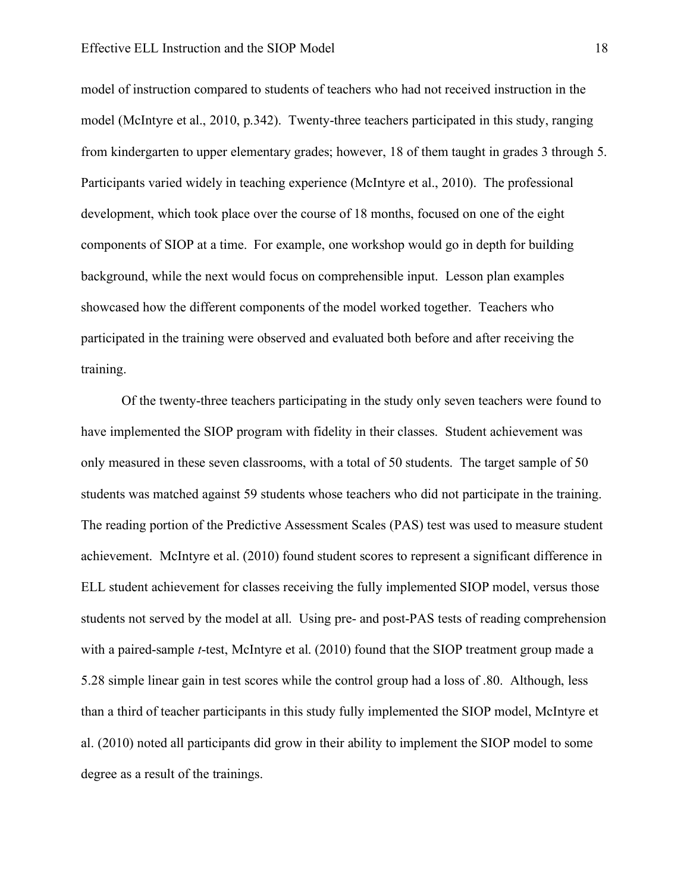model of instruction compared to students of teachers who had not received instruction in the model (McIntyre et al., 2010, p.342). Twenty-three teachers participated in this study, ranging from kindergarten to upper elementary grades; however, 18 of them taught in grades 3 through 5. Participants varied widely in teaching experience (McIntyre et al., 2010). The professional development, which took place over the course of 18 months, focused on one of the eight components of SIOP at a time. For example, one workshop would go in depth for building background, while the next would focus on comprehensible input. Lesson plan examples showcased how the different components of the model worked together. Teachers who participated in the training were observed and evaluated both before and after receiving the training.

Of the twenty-three teachers participating in the study only seven teachers were found to have implemented the SIOP program with fidelity in their classes. Student achievement was only measured in these seven classrooms, with a total of 50 students. The target sample of 50 students was matched against 59 students whose teachers who did not participate in the training. The reading portion of the Predictive Assessment Scales (PAS) test was used to measure student achievement. McIntyre et al. (2010) found student scores to represent a significant difference in ELL student achievement for classes receiving the fully implemented SIOP model, versus those students not served by the model at all. Using pre- and post-PAS tests of reading comprehension with a paired-sample *t*-test, McIntyre et al. (2010) found that the SIOP treatment group made a 5.28 simple linear gain in test scores while the control group had a loss of .80. Although, less than a third of teacher participants in this study fully implemented the SIOP model, McIntyre et al. (2010) noted all participants did grow in their ability to implement the SIOP model to some degree as a result of the trainings.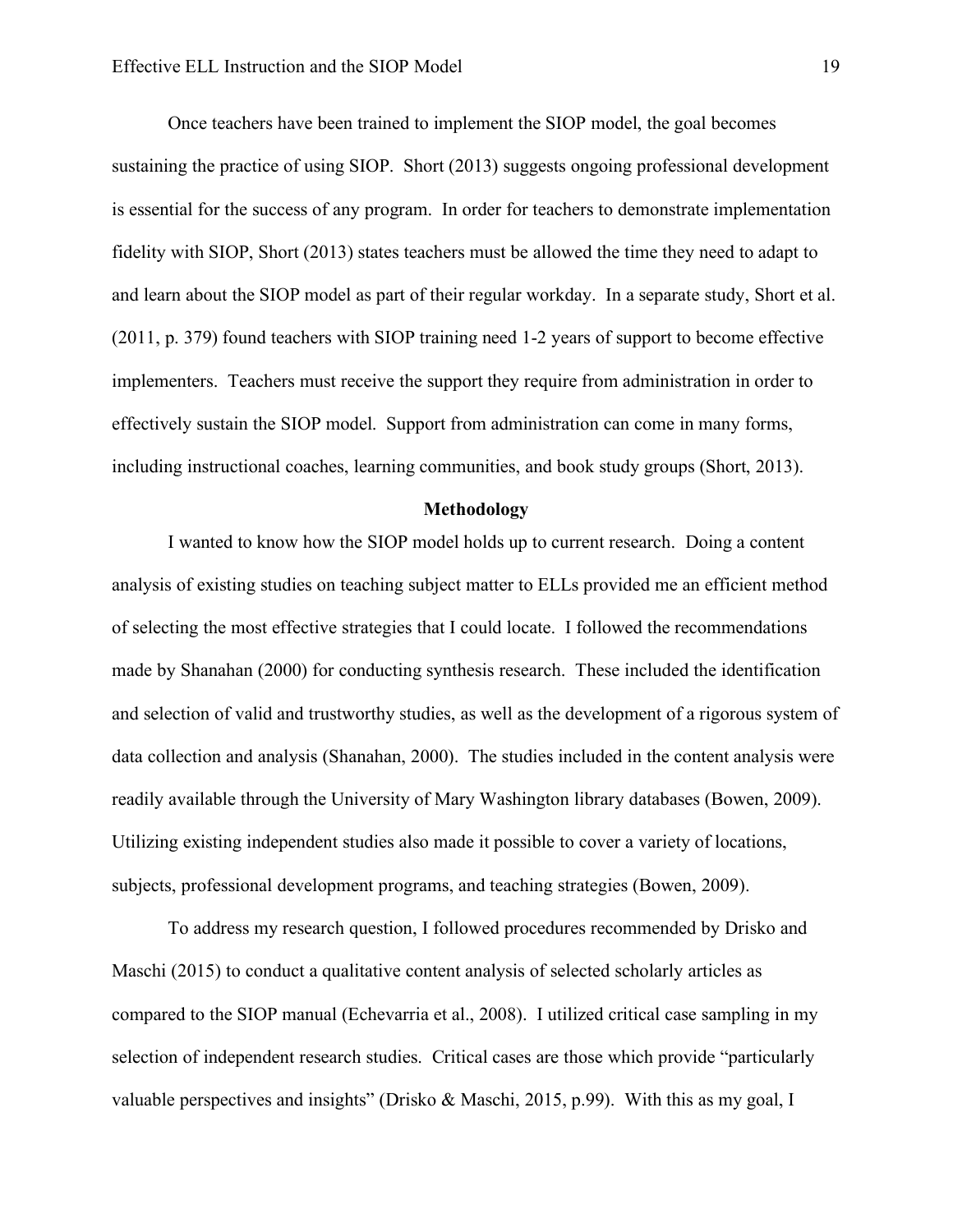Once teachers have been trained to implement the SIOP model, the goal becomes sustaining the practice of using SIOP. Short (2013) suggests ongoing professional development is essential for the success of any program. In order for teachers to demonstrate implementation fidelity with SIOP, Short (2013) states teachers must be allowed the time they need to adapt to and learn about the SIOP model as part of their regular workday. In a separate study, Short et al. (2011, p. 379) found teachers with SIOP training need 1-2 years of support to become effective implementers. Teachers must receive the support they require from administration in order to effectively sustain the SIOP model. Support from administration can come in many forms, including instructional coaches, learning communities, and book study groups (Short, 2013).

## Methodology

I wanted to know how the SIOP model holds up to current research. Doing a content analysis of existing studies on teaching subject matter to ELLs provided me an efficient method of selecting the most effective strategies that I could locate. I followed the recommendations made by Shanahan (2000) for conducting synthesis research. These included the identification and selection of valid and trustworthy studies, as well as the development of a rigorous system of data collection and analysis (Shanahan, 2000). The studies included in the content analysis were readily available through the University of Mary Washington library databases (Bowen, 2009). Utilizing existing independent studies also made it possible to cover a variety of locations, subjects, professional development programs, and teaching strategies (Bowen, 2009).

To address my research question, I followed procedures recommended by Drisko and Maschi (2015) to conduct a qualitative content analysis of selected scholarly articles as compared to the SIOP manual (Echevarria et al., 2008). I utilized critical case sampling in my selection of independent research studies. Critical cases are those which provide "particularly valuable perspectives and insights" (Drisko & Maschi, 2015, p.99). With this as my goal, I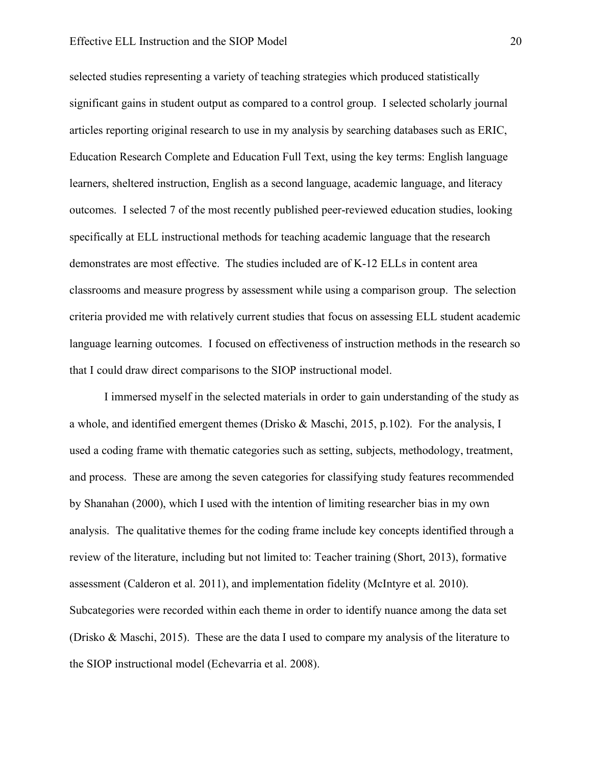selected studies representing a variety of teaching strategies which produced statistically significant gains in student output as compared to a control group. I selected scholarly journal articles reporting original research to use in my analysis by searching databases such as ERIC, Education Research Complete and Education Full Text, using the key terms: English language learners, sheltered instruction, English as a second language, academic language, and literacy outcomes. I selected 7 of the most recently published peer-reviewed education studies, looking specifically at ELL instructional methods for teaching academic language that the research demonstrates are most effective. The studies included are of K-12 ELLs in content area classrooms and measure progress by assessment while using a comparison group. The selection criteria provided me with relatively current studies that focus on assessing ELL student academic language learning outcomes. I focused on effectiveness of instruction methods in the research so that I could draw direct comparisons to the SIOP instructional model.

I immersed myself in the selected materials in order to gain understanding of the study as a whole, and identified emergent themes (Drisko & Maschi, 2015, p.102). For the analysis, I used a coding frame with thematic categories such as setting, subjects, methodology, treatment, and process. These are among the seven categories for classifying study features recommended by Shanahan (2000), which I used with the intention of limiting researcher bias in my own analysis. The qualitative themes for the coding frame include key concepts identified through a review of the literature, including but not limited to: Teacher training (Short, 2013), formative assessment (Calderon et al. 2011), and implementation fidelity (McIntyre et al. 2010). Subcategories were recorded within each theme in order to identify nuance among the data set (Drisko & Maschi, 2015). These are the data I used to compare my analysis of the literature to the SIOP instructional model (Echevarria et al. 2008).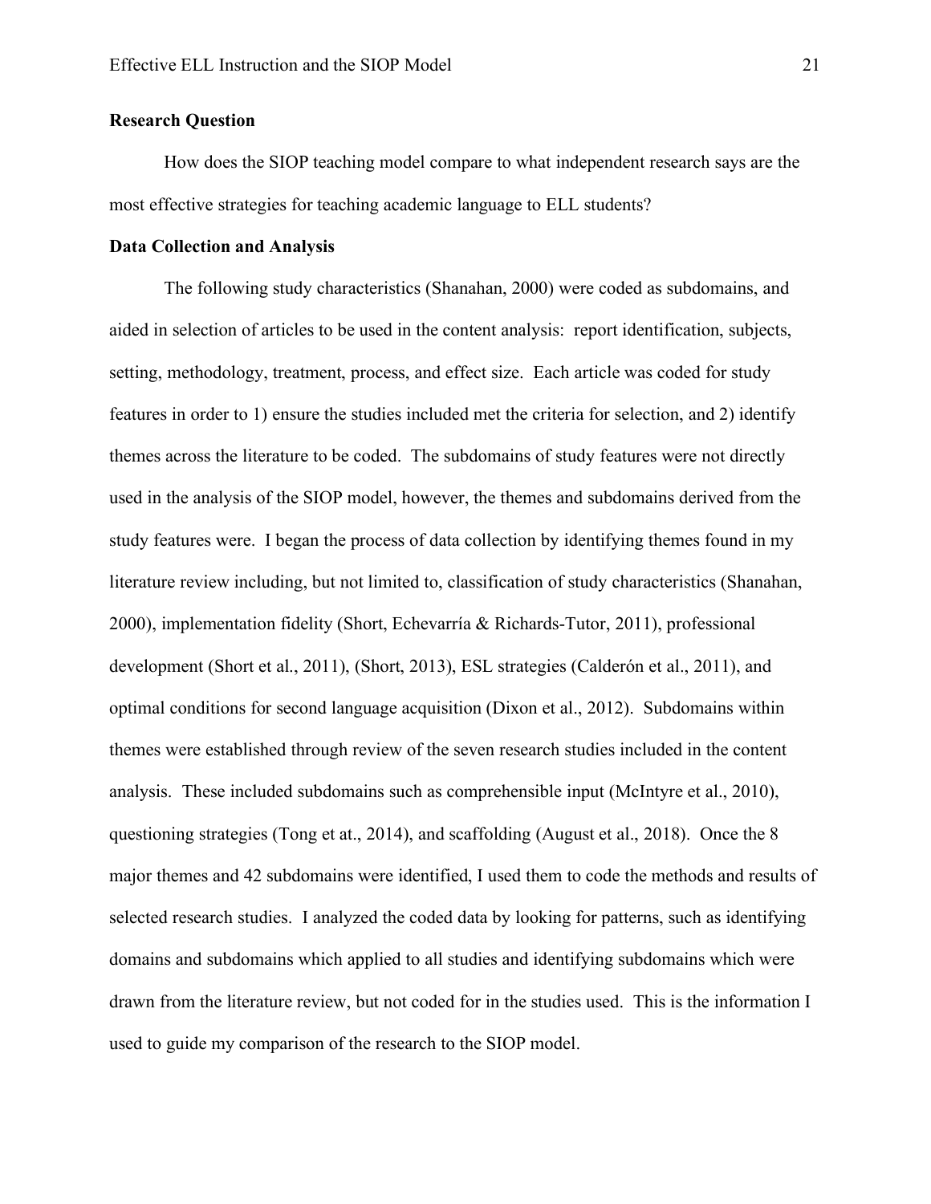## Research Question

How does the SIOP teaching model compare to what independent research says are the most effective strategies for teaching academic language to ELL students?

## Data Collection and Analysis

The following study characteristics (Shanahan, 2000) were coded as subdomains, and aided in selection of articles to be used in the content analysis: report identification, subjects, setting, methodology, treatment, process, and effect size. Each article was coded for study features in order to 1) ensure the studies included met the criteria for selection, and 2) identify themes across the literature to be coded. The subdomains of study features were not directly used in the analysis of the SIOP model, however, the themes and subdomains derived from the study features were. I began the process of data collection by identifying themes found in my literature review including, but not limited to, classification of study characteristics (Shanahan, 2000), implementation fidelity (Short, Echevarría & Richards-Tutor, 2011), professional development (Short et al., 2011), (Short, 2013), ESL strategies (Calderón et al., 2011), and optimal conditions for second language acquisition (Dixon et al., 2012). Subdomains within themes were established through review of the seven research studies included in the content analysis. These included subdomains such as comprehensible input (McIntyre et al., 2010), questioning strategies (Tong et at., 2014), and scaffolding (August et al., 2018). Once the 8 major themes and 42 subdomains were identified, I used them to code the methods and results of selected research studies. I analyzed the coded data by looking for patterns, such as identifying domains and subdomains which applied to all studies and identifying subdomains which were drawn from the literature review, but not coded for in the studies used. This is the information I used to guide my comparison of the research to the SIOP model.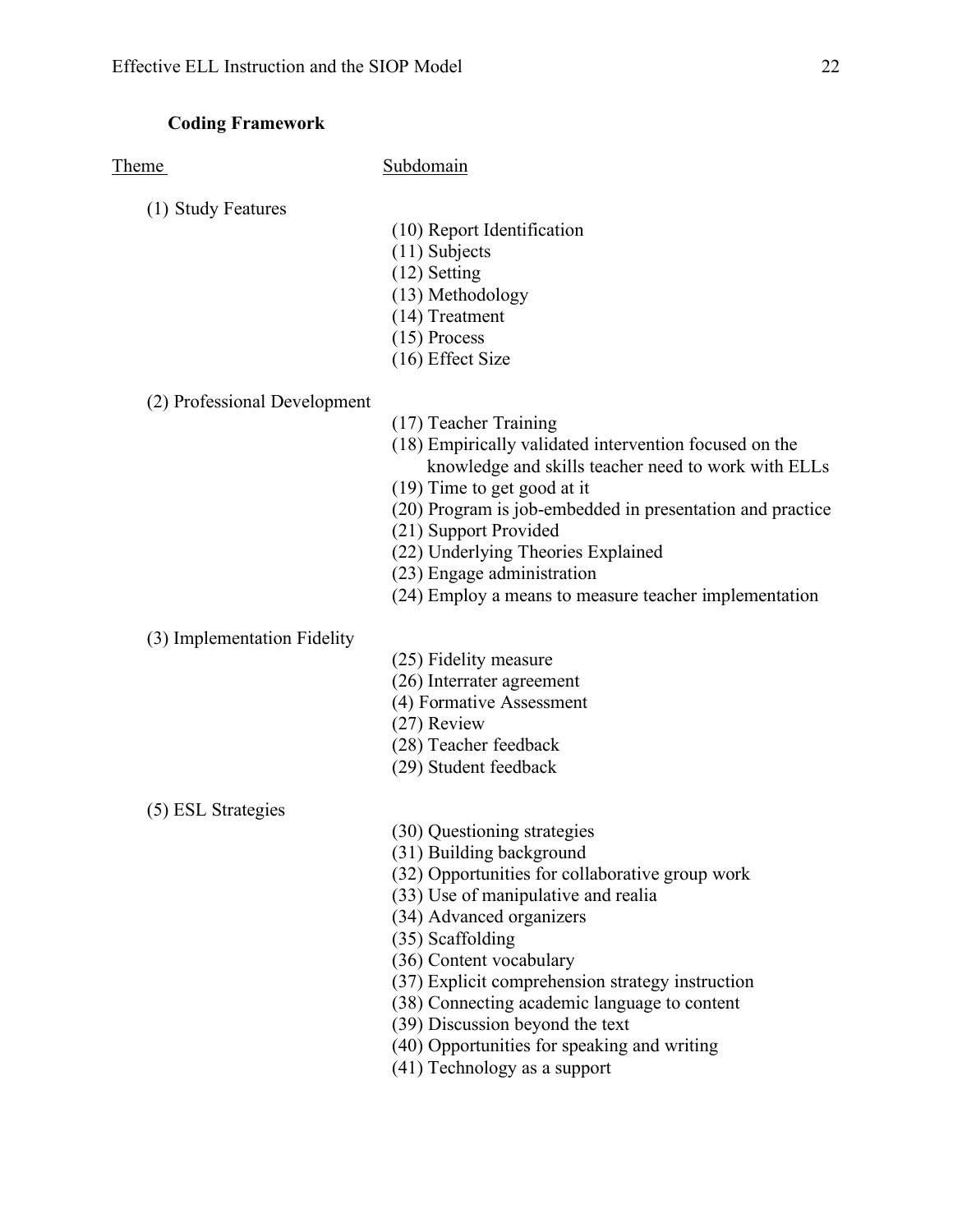## Coding Framework

| Theme | Subdomain |
|---|---|
| (1) Study Features | |
| | (10) Report Identification |
| | (11) Subjects |
| | (12) Setting |
| | (13) Methodology |
| | (14) Treatment |
| | (15) Process |
| | (16) Effect Size |
| (2) Professional Development | |
| | (17) Teacher Training |
| | (18) Empirically validated intervention focused on the knowledge and skills teacher need to work with ELLs |
| | (19) Time to get good at it |
| | (20) Program is job-embedded in presentation and practice |
| | (21) Support Provided |
| | (22) Underlying Theories Explained |
| | (23) Engage administration |
| | (24) Employ a means to measure teacher implementation |
| (3) Implementation Fidelity | |
| | (25) Fidelity measure |
| | (26) Interrater agreement |
| | (4) Formative Assessment |
| | (27) Review |
| | (28) Teacher feedback |
| | (29) Student feedback |
| (5) ESL Strategies | |
| | (30) Questioning strategies |
| | (31) Building background |
| | (32) Opportunities for collaborative group work |
| | (33) Use of manipulative and realia |
| | (34) Advanced organizers |
| | (35) Scaffolding |
| | (36) Content vocabulary |
| | (37) Explicit comprehension strategy instruction |
| | (38) Connecting academic language to content |
| | (39) Discussion beyond the text |
| | (40) Opportunities for speaking and writing |
| | (41) Technology as a support |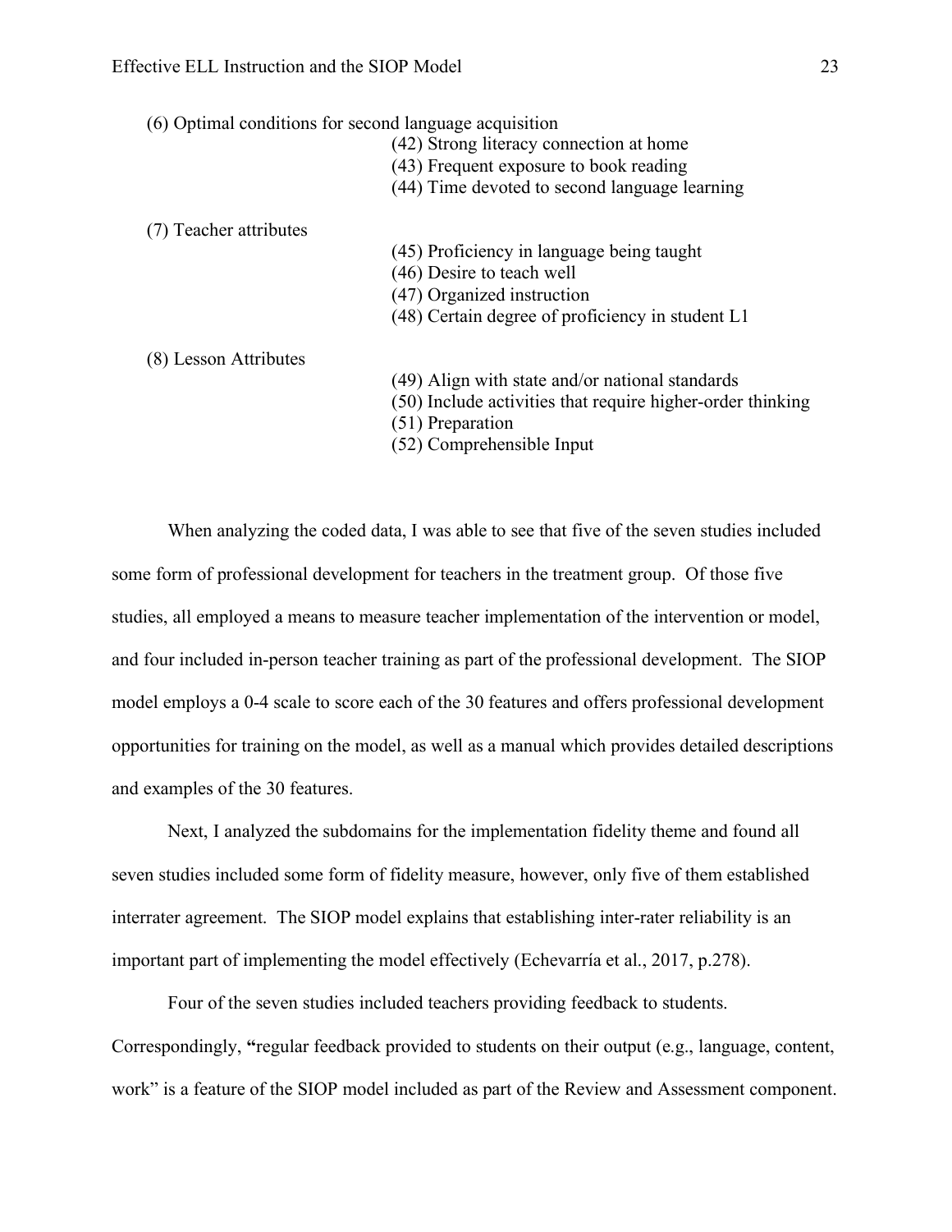(6) Optimal conditions for second language acquisition

- (42) Strong literacy connection at home
- (43) Frequent exposure to book reading
- (44) Time devoted to second language learning

(7) Teacher attributes

- (45) Proficiency in language being taught
- (46) Desire to teach well
- (47) Organized instruction
- (48) Certain degree of proficiency in student L1

(8) Lesson Attributes

- (49) Align with state and/or national standards
- (50) Include activities that require higher-order thinking
- (51) Preparation
- (52) Comprehensible Input

When analyzing the coded data, I was able to see that five of the seven studies included some form of professional development for teachers in the treatment group. Of those five studies, all employed a means to measure teacher implementation of the intervention or model, and four included in-person teacher training as part of the professional development. The SIOP model employs a 0-4 scale to score each of the 30 features and offers professional development opportunities for training on the model, as well as a manual which provides detailed descriptions and examples of the 30 features.

Next, I analyzed the subdomains for the implementation fidelity theme and found all seven studies included some form of fidelity measure, however, only five of them established interrater agreement. The SIOP model explains that establishing inter-rater reliability is an important part of implementing the model effectively (Echevarría et al., 2017, p.278).

Four of the seven studies included teachers providing feedback to students. Correspondingly, **"**regular feedback provided to students on their output (e.g., language, content, work" is a feature of the SIOP model included as part of the Review and Assessment component.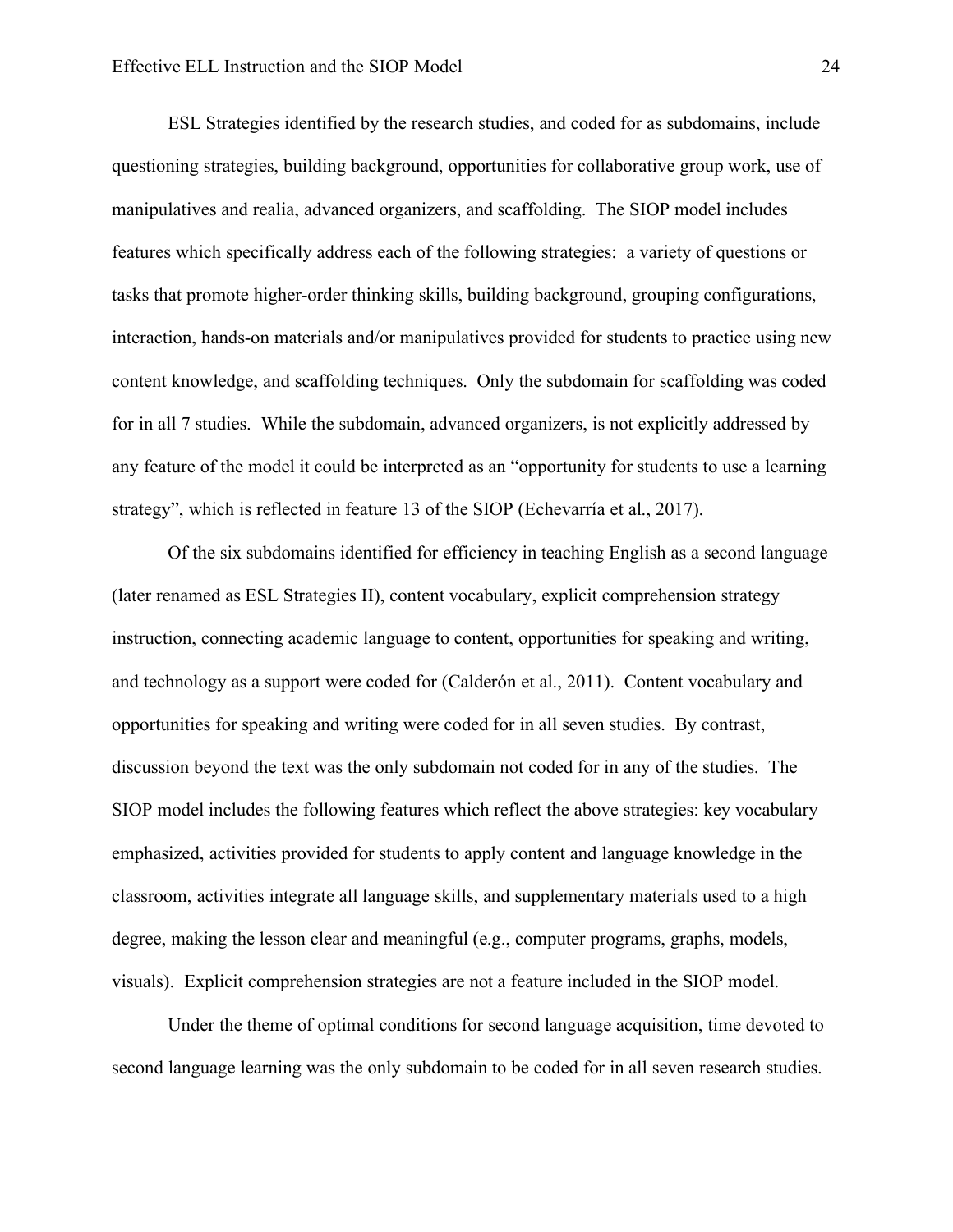ESL Strategies identified by the research studies, and coded for as subdomains, include questioning strategies, building background, opportunities for collaborative group work, use of manipulatives and realia, advanced organizers, and scaffolding. The SIOP model includes features which specifically address each of the following strategies: a variety of questions or tasks that promote higher-order thinking skills, building background, grouping configurations, interaction, hands-on materials and/or manipulatives provided for students to practice using new content knowledge, and scaffolding techniques. Only the subdomain for scaffolding was coded for in all 7 studies. While the subdomain, advanced organizers, is not explicitly addressed by any feature of the model it could be interpreted as an "opportunity for students to use a learning strategy", which is reflected in feature 13 of the SIOP (Echevarría et al., 2017).

Of the six subdomains identified for efficiency in teaching English as a second language (later renamed as ESL Strategies II), content vocabulary, explicit comprehension strategy instruction, connecting academic language to content, opportunities for speaking and writing, and technology as a support were coded for (Calderón et al., 2011). Content vocabulary and opportunities for speaking and writing were coded for in all seven studies. By contrast, discussion beyond the text was the only subdomain not coded for in any of the studies. The SIOP model includes the following features which reflect the above strategies: key vocabulary emphasized, activities provided for students to apply content and language knowledge in the classroom, activities integrate all language skills, and supplementary materials used to a high degree, making the lesson clear and meaningful (e.g., computer programs, graphs, models, visuals). Explicit comprehension strategies are not a feature included in the SIOP model.

Under the theme of optimal conditions for second language acquisition, time devoted to second language learning was the only subdomain to be coded for in all seven research studies.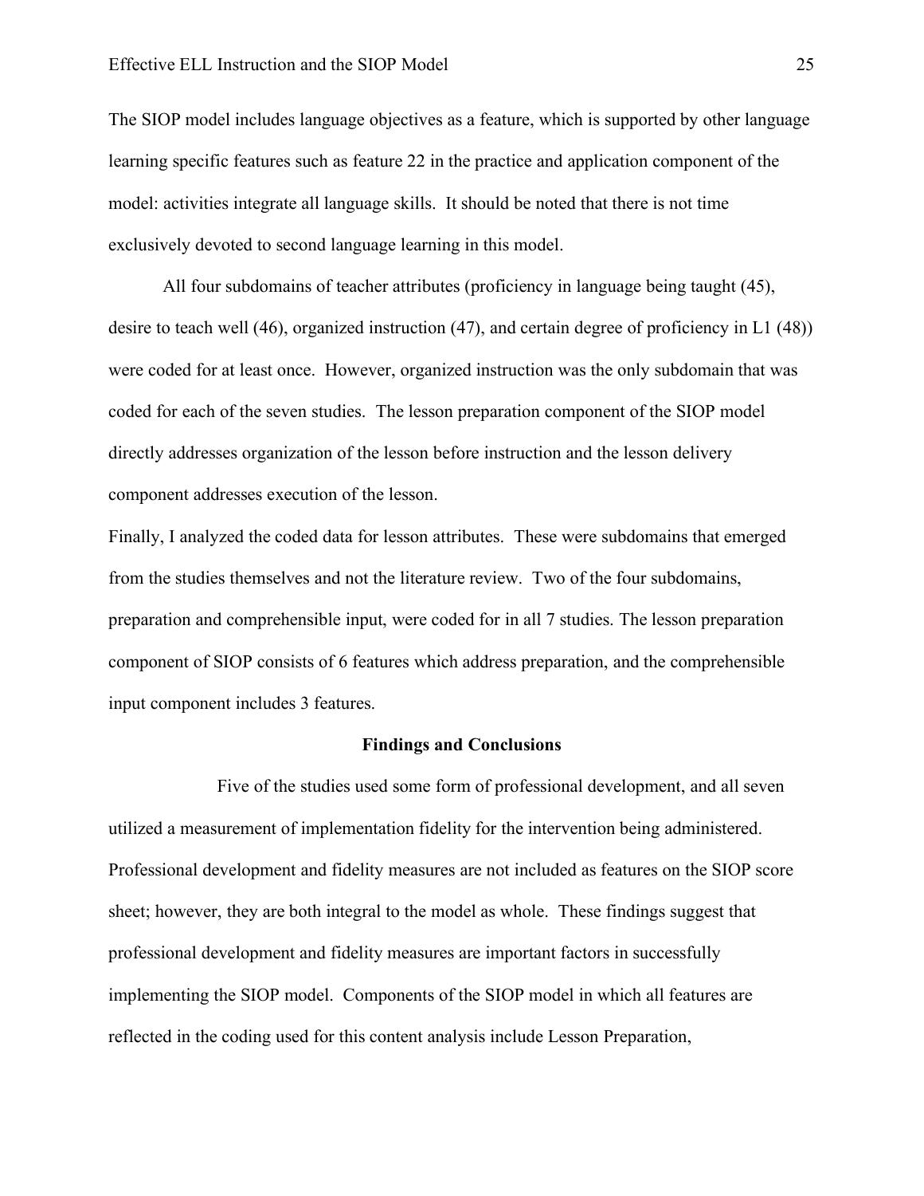The SIOP model includes language objectives as a feature, which is supported by other language learning specific features such as feature 22 in the practice and application component of the model: activities integrate all language skills. It should be noted that there is not time exclusively devoted to second language learning in this model.

All four subdomains of teacher attributes (proficiency in language being taught (45), desire to teach well (46), organized instruction (47), and certain degree of proficiency in L1 (48)) were coded for at least once. However, organized instruction was the only subdomain that was coded for each of the seven studies. The lesson preparation component of the SIOP model directly addresses organization of the lesson before instruction and the lesson delivery component addresses execution of the lesson.

Finally, I analyzed the coded data for lesson attributes. These were subdomains that emerged from the studies themselves and not the literature review. Two of the four subdomains, preparation and comprehensible input, were coded for in all 7 studies. The lesson preparation component of SIOP consists of 6 features which address preparation, and the comprehensible input component includes 3 features.

## Findings and Conclusions

Five of the studies used some form of professional development, and all seven utilized a measurement of implementation fidelity for the intervention being administered. Professional development and fidelity measures are not included as features on the SIOP score sheet; however, they are both integral to the model as whole. These findings suggest that professional development and fidelity measures are important factors in successfully implementing the SIOP model. Components of the SIOP model in which all features are reflected in the coding used for this content analysis include Lesson Preparation,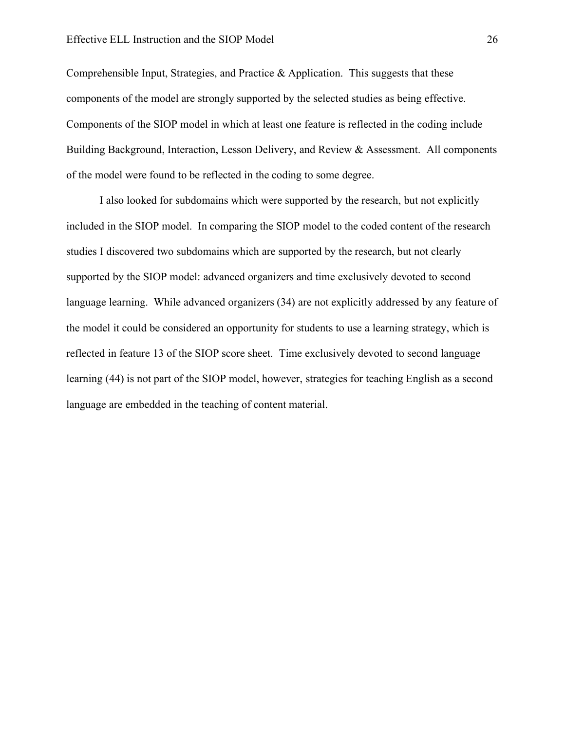Comprehensible Input, Strategies, and Practice & Application. This suggests that these components of the model are strongly supported by the selected studies as being effective. Components of the SIOP model in which at least one feature is reflected in the coding include Building Background, Interaction, Lesson Delivery, and Review & Assessment. All components of the model were found to be reflected in the coding to some degree.

I also looked for subdomains which were supported by the research, but not explicitly included in the SIOP model. In comparing the SIOP model to the coded content of the research studies I discovered two subdomains which are supported by the research, but not clearly supported by the SIOP model: advanced organizers and time exclusively devoted to second language learning. While advanced organizers (34) are not explicitly addressed by any feature of the model it could be considered an opportunity for students to use a learning strategy, which is reflected in feature 13 of the SIOP score sheet. Time exclusively devoted to second language learning (44) is not part of the SIOP model, however, strategies for teaching English as a second language are embedded in the teaching of content material.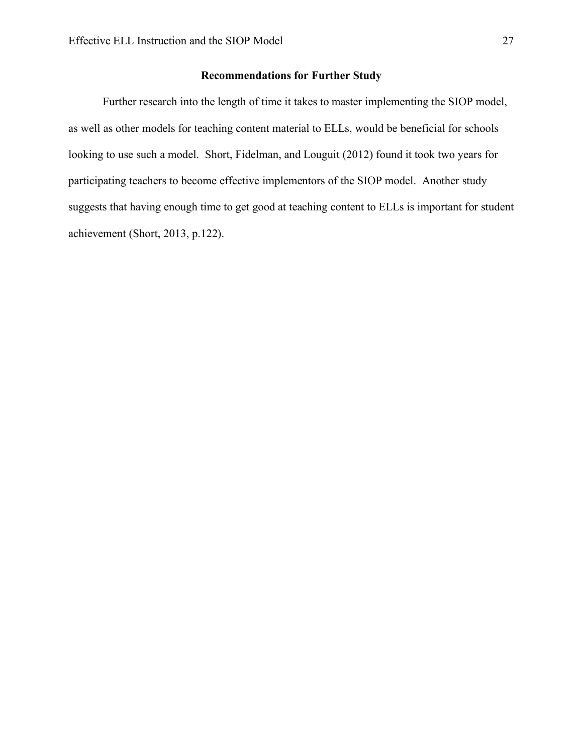## Recommendations for Further Study

Further research into the length of time it takes to master implementing the SIOP model, as well as other models for teaching content material to ELLs, would be beneficial for schools looking to use such a model. Short, Fidelman, and Louguit (2012) found it took two years for participating teachers to become effective implementors of the SIOP model. Another study suggests that having enough time to get good at teaching content to ELLs is important for student achievement (Short, 2013, p.122).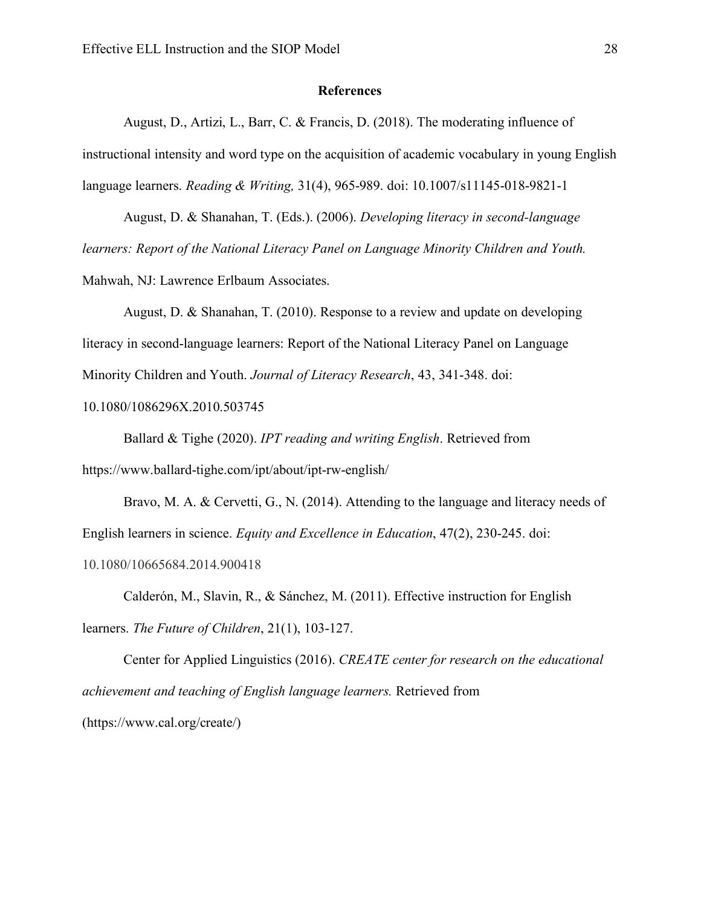# References

August, D., Artizi, L., Barr, C. & Francis, D. (2018). The moderating influence of instructional intensity and word type on the acquisition of academic vocabulary in young English language learners. *Reading & Writing,* 31(4), 965-989. doi: 10.1007/s11145-018-9821-1

August, D. & Shanahan, T. (Eds.). (2006). *Developing literacy in second-language learners: Report of the National Literacy Panel on Language Minority Children and Youth.* Mahwah, NJ: Lawrence Erlbaum Associates.

August, D. & Shanahan, T. (2010). Response to a review and update on developing literacy in second-language learners: Report of the National Literacy Panel on Language Minority Children and Youth. *Journal of Literacy Research*, 43, 341-348. doi: 10.1080/1086296X.2010.503745

Ballard & Tighe (2020). *IPT reading and writing English*. Retrieved from https://www.ballard-tighe.com/ipt/about/ipt-rw-english/

Bravo, M. A. & Cervetti, G., N. (2014). Attending to the language and literacy needs of English learners in science. *Equity and Excellence in Education*, 47(2), 230-245. doi: 10.1080/10665684.2014.900418

Calderón, M., Slavin, R., & Sánchez, M. (2011). Effective instruction for English learners. *The Future of Children*, 21(1), 103-127.

Center for Applied Linguistics (2016). *CREATE center for research on the educational achievement and teaching of English language learners.* Retrieved from (https://www.cal.org/create/)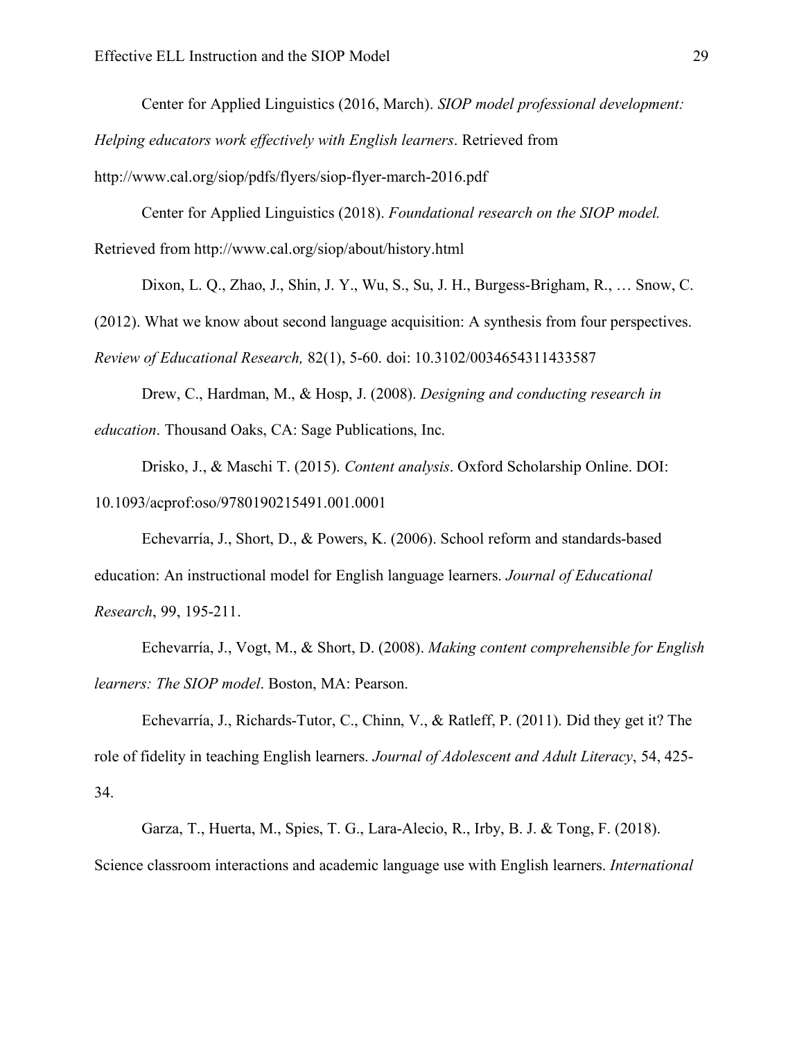Center for Applied Linguistics (2016, March). *SIOP model professional development: Helping educators work effectively with English learners*. Retrieved from http://www.cal.org/siop/pdfs/flyers/siop-flyer-march-2016.pdf

Center for Applied Linguistics (2018). *Foundational research on the SIOP model.* Retrieved from http://www.cal.org/siop/about/history.html

Dixon, L. Q., Zhao, J., Shin, J. Y., Wu, S., Su, J. H., Burgess-Brigham, R., … Snow, C. (2012). What we know about second language acquisition: A synthesis from four perspectives. *Review of Educational Research,* 82(1), 5-60. doi: 10.3102/0034654311433587

Drew, C., Hardman, M., & Hosp, J. (2008). *Designing and conducting research in education*. Thousand Oaks, CA: Sage Publications, Inc.

Drisko, J., & Maschi T. (2015). *Content analysis*. Oxford Scholarship Online. DOI: 10.1093/acprof:oso/9780190215491.001.0001

Echevarría, J., Short, D., & Powers, K. (2006). School reform and standards-based education: An instructional model for English language learners. *Journal of Educational Research*, 99, 195-211.

Echevarría, J., Vogt, M., & Short, D. (2008). *Making content comprehensible for English learners: The SIOP model*. Boston, MA: Pearson.

Echevarría, J., Richards-Tutor, C., Chinn, V., & Ratleff, P. (2011). Did they get it? The role of fidelity in teaching English learners. *Journal of Adolescent and Adult Literacy*, 54, 425-34.

Garza, T., Huerta, M., Spies, T. G., Lara-Alecio, R., Irby, B. J. & Tong, F. (2018). Science classroom interactions and academic language use with English learners. *International*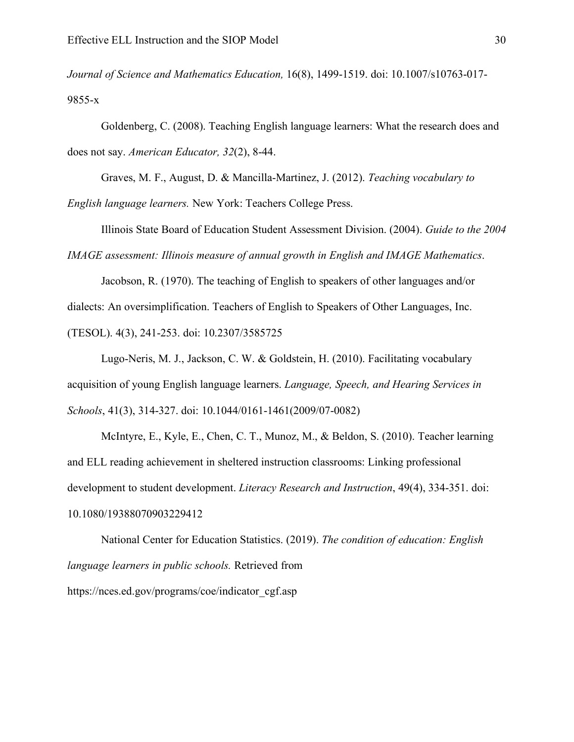*Journal of Science and Mathematics Education,* 16(8), 1499-1519. doi: 10.1007/s10763-017-9855-x

Goldenberg, C. (2008). Teaching English language learners: What the research does and does not say. *American Educator, 32*(2), 8-44.

Graves, M. F., August, D. & Mancilla-Martinez, J. (2012). *Teaching vocabulary to English language learners.* New York: Teachers College Press.

Illinois State Board of Education Student Assessment Division. (2004). *Guide to the 2004 IMAGE assessment: Illinois measure of annual growth in English and IMAGE Mathematics*.

Jacobson, R. (1970). The teaching of English to speakers of other languages and/or dialects: An oversimplification. Teachers of English to Speakers of Other Languages, Inc. (TESOL). 4(3), 241-253. doi: 10.2307/3585725

Lugo-Neris, M. J., Jackson, C. W. & Goldstein, H. (2010). Facilitating vocabulary acquisition of young English language learners. *Language, Speech, and Hearing Services in Schools*, 41(3), 314-327. doi: 10.1044/0161-1461(2009/07-0082)

McIntyre, E., Kyle, E., Chen, C. T., Munoz, M., & Beldon, S. (2010). Teacher learning and ELL reading achievement in sheltered instruction classrooms: Linking professional development to student development. *Literacy Research and Instruction*, 49(4), 334-351. doi: 10.1080/19388070903229412

National Center for Education Statistics. (2019). *The condition of education: English language learners in public schools.* Retrieved from https://nces.ed.gov/programs/coe/indicator_cgf.asp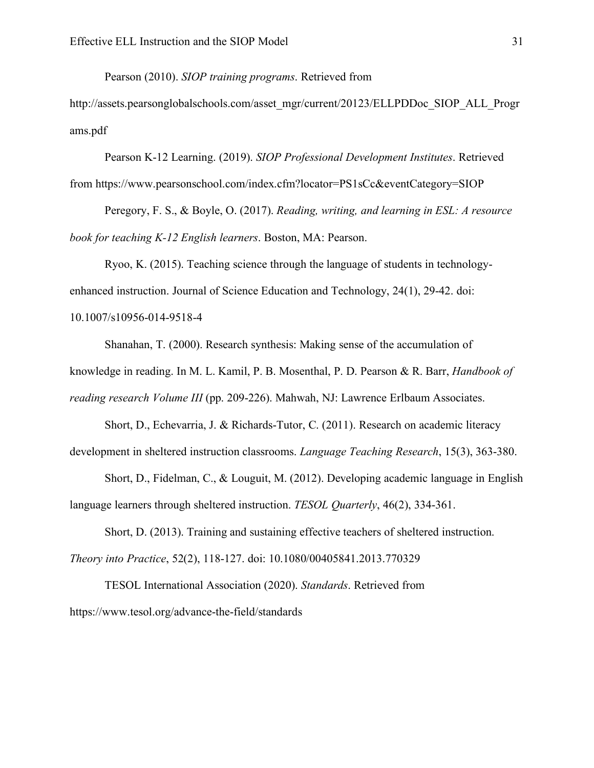Pearson (2010). *SIOP training programs*. Retrieved from http://assets.pearsonglobalschools.com/asset_mgr/current/20123/ELLPDDoc_SIOP_ALL_Programs.pdf

Pearson K-12 Learning. (2019). *SIOP Professional Development Institutes*. Retrieved from https://www.pearsonschool.com/index.cfm?locator=PS1sCc&eventCategory=SIOP

Peregory, F. S., & Boyle, O. (2017). *Reading, writing, and learning in ESL: A resource book for teaching K-12 English learners*. Boston, MA: Pearson.

Ryoo, K. (2015). Teaching science through the language of students in technology-enhanced instruction. Journal of Science Education and Technology, 24(1), 29-42. doi: 10.1007/s10956-014-9518-4

Shanahan, T. (2000). Research synthesis: Making sense of the accumulation of knowledge in reading. In M. L. Kamil, P. B. Mosenthal, P. D. Pearson & R. Barr, *Handbook of reading research Volume III* (pp. 209-226). Mahwah, NJ: Lawrence Erlbaum Associates.

Short, D., Echevarria, J. & Richards-Tutor, C. (2011). Research on academic literacy development in sheltered instruction classrooms. *Language Teaching Research*, 15(3), 363-380.

Short, D., Fidelman, C., & Louguit, M. (2012). Developing academic language in English language learners through sheltered instruction. *TESOL Quarterly*, 46(2), 334-361.

Short, D. (2013). Training and sustaining effective teachers of sheltered instruction. *Theory into Practice*, 52(2), 118-127. doi: 10.1080/00405841.2013.770329

TESOL International Association (2020). *Standards*. Retrieved from https://www.tesol.org/advance-the-field/standards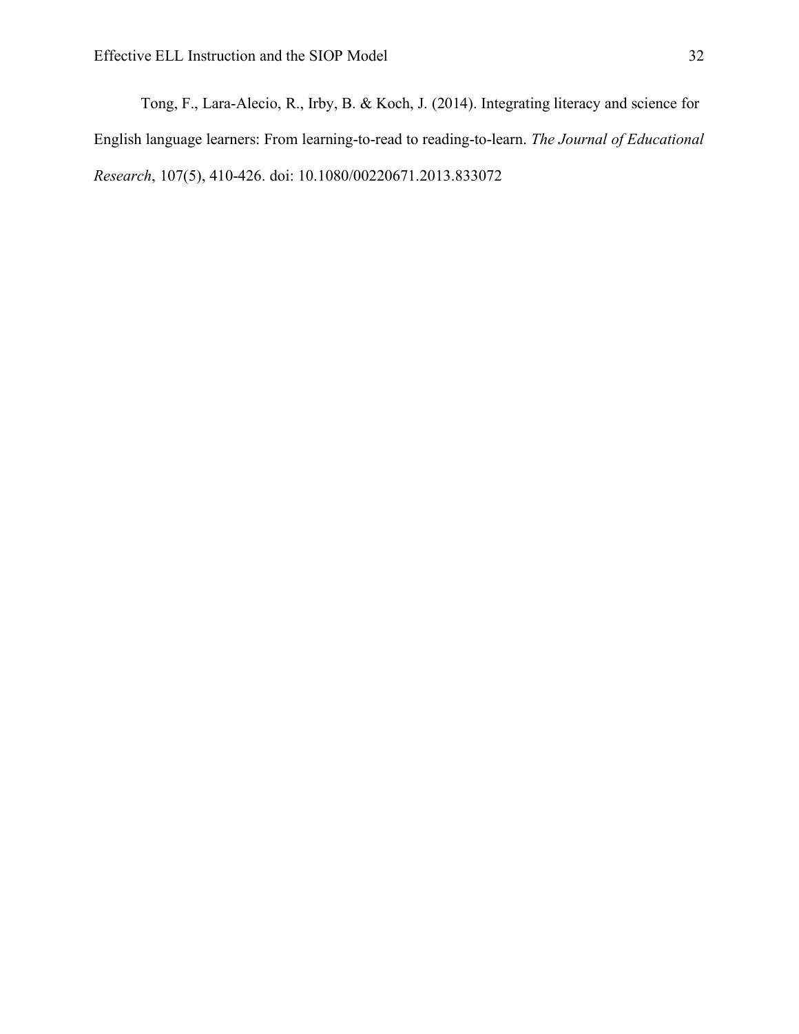Tong, F., Lara-Alecio, R., Irby, B. & Koch, J. (2014). Integrating literacy and science for English language learners: From learning-to-read to reading-to-learn. *The Journal of Educational Research*, 107(5), 410-426. doi: 10.1080/00220671.2013.833072